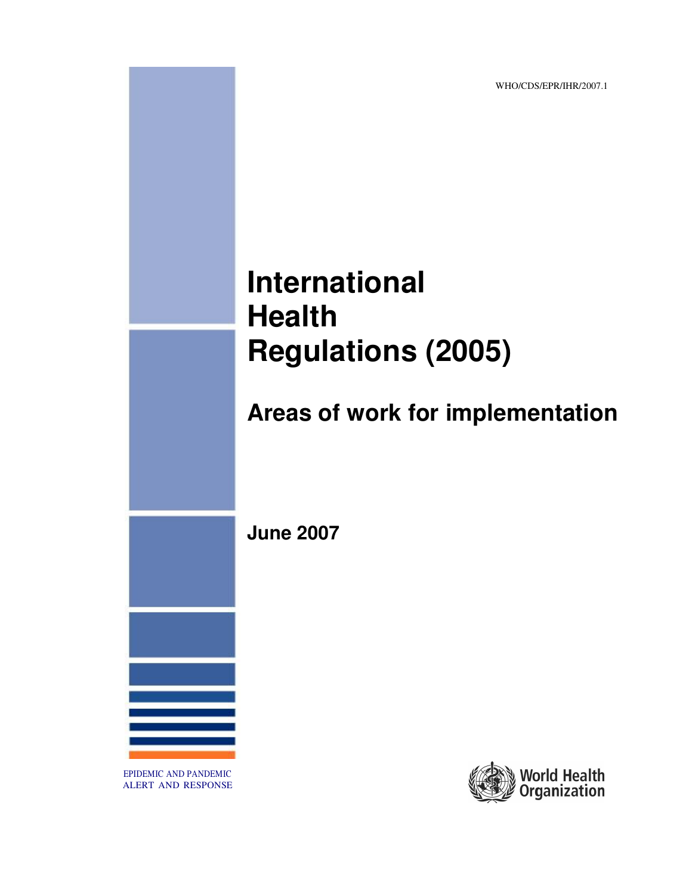WHO/CDS/EPR/IHR/2007.1

# International Health Regulations (2005)

## Areas of work for implementation

**June 2007**

EPIDEMIC AND PANDEMIC ALERT AND RESPONSE

World Health Organization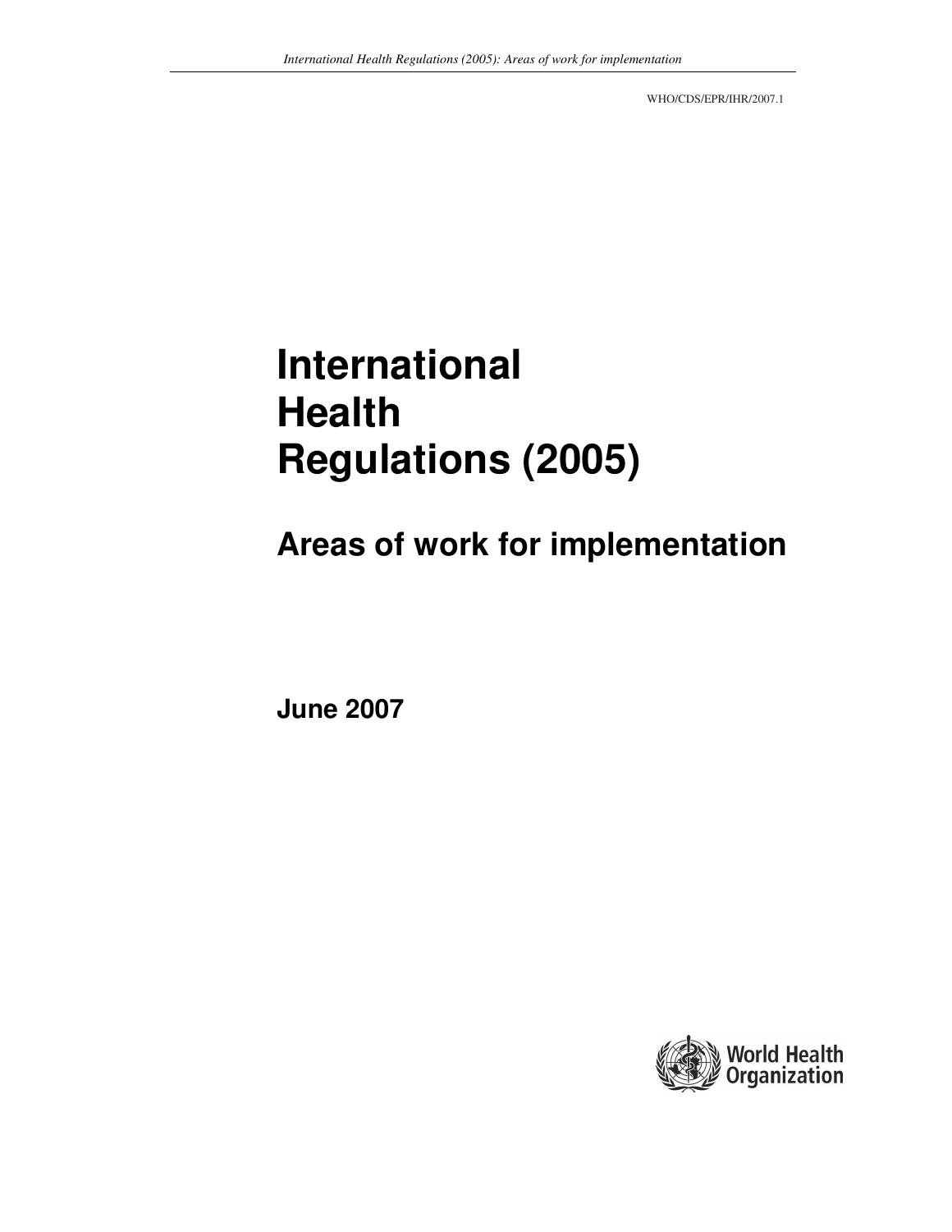WHO/CDS/EPR/IHR/2007.1

# International Health Regulations (2005)

## Areas of work for implementation

**June 2007**

World Health Organization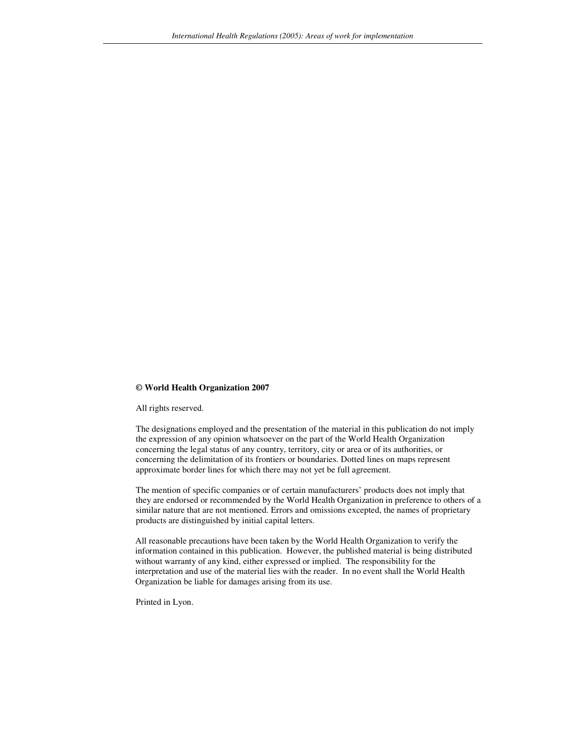**© World Health Organization 2007**

All rights reserved.

The designations employed and the presentation of the material in this publication do not imply the expression of any opinion whatsoever on the part of the World Health Organization concerning the legal status of any country, territory, city or area or of its authorities, or concerning the delimitation of its frontiers or boundaries. Dotted lines on maps represent approximate border lines for which there may not yet be full agreement.

The mention of specific companies or of certain manufacturers' products does not imply that they are endorsed or recommended by the World Health Organization in preference to others of a similar nature that are not mentioned. Errors and omissions excepted, the names of proprietary products are distinguished by initial capital letters.

All reasonable precautions have been taken by the World Health Organization to verify the information contained in this publication. However, the published material is being distributed without warranty of any kind, either expressed or implied. The responsibility for the interpretation and use of the material lies with the reader. In no event shall the World Health Organization be liable for damages arising from its use.

Printed in Lyon.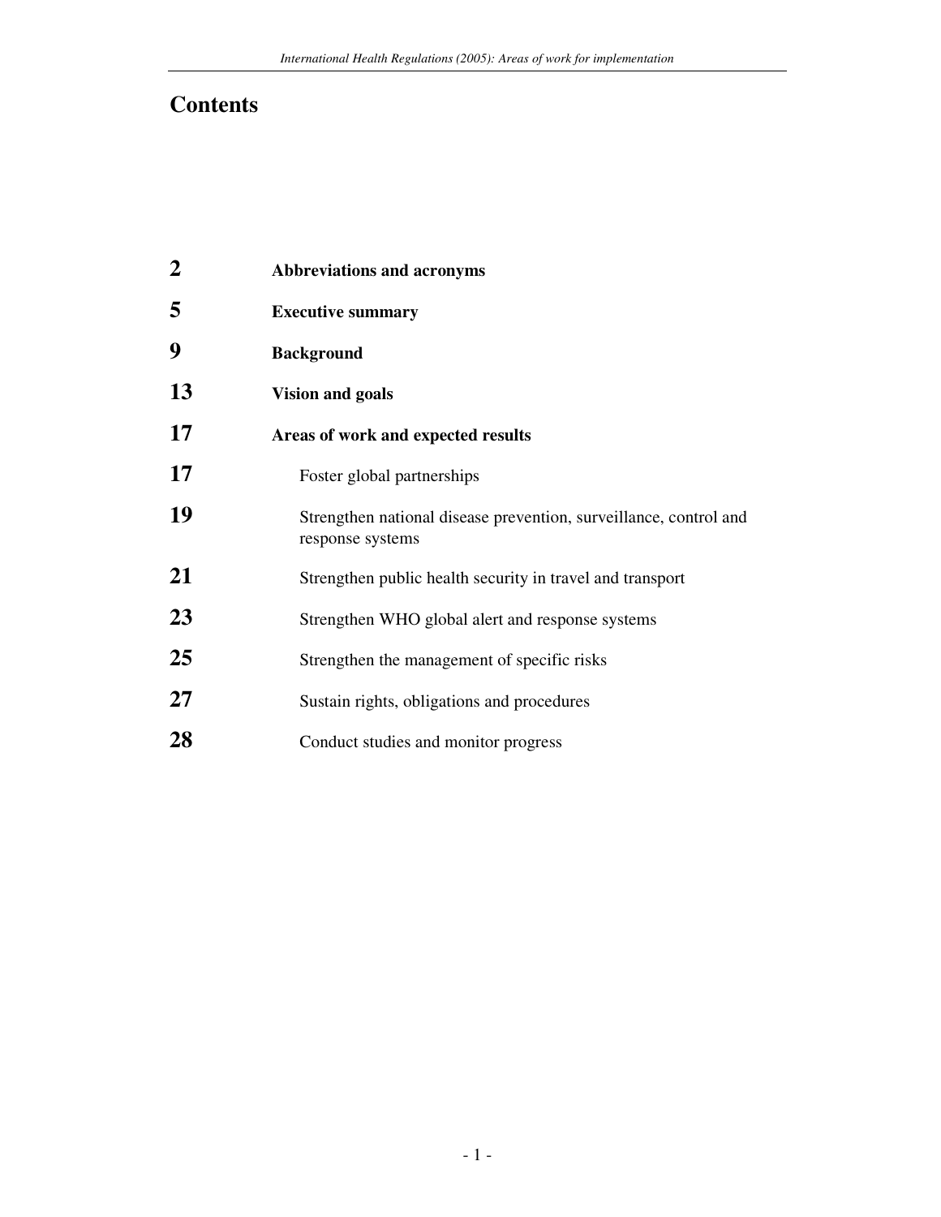# Contents

| | |
|---|---|
| **2** | **Abbreviations and acronyms** |
| **5** | **Executive summary** |
| **9** | **Background** |
| **13** | **Vision and goals** |
| **17** | **Areas of work and expected results** |
| **17** | Foster global partnerships |
| **19** | Strengthen national disease prevention, surveillance, control and response systems |
| **21** | Strengthen public health security in travel and transport |
| **23** | Strengthen WHO global alert and response systems |
| **25** | Strengthen the management of specific risks |
| **27** | Sustain rights, obligations and procedures |
| **28** | Conduct studies and monitor progress |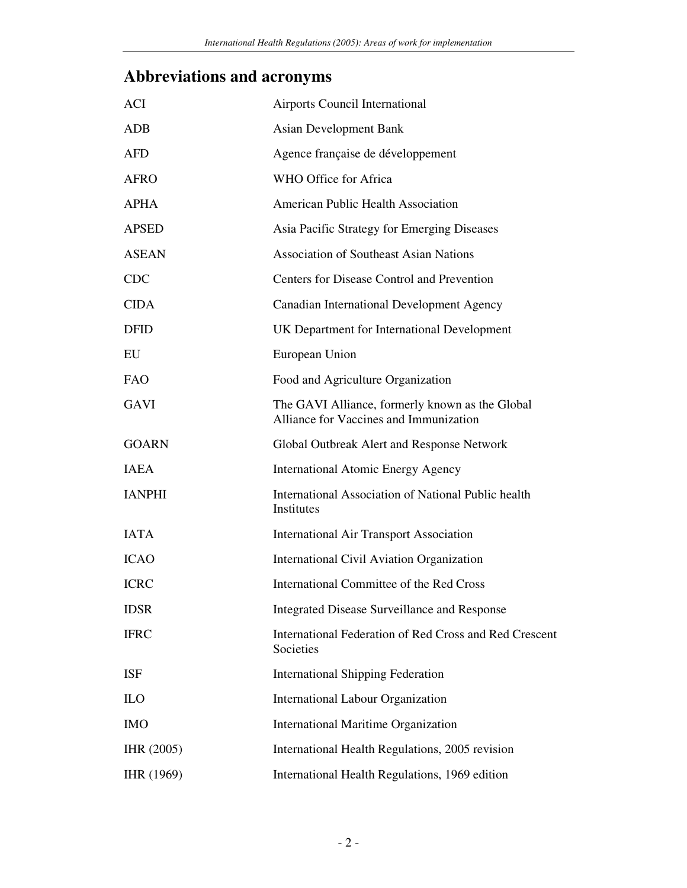## Abbreviations and acronyms

| | |
|---|---|
| ACI | Airports Council International |
| ADB | Asian Development Bank |
| AFD | Agence française de développement |
| AFRO | WHO Office for Africa |
| APHA | American Public Health Association |
| APSED | Asia Pacific Strategy for Emerging Diseases |
| ASEAN | Association of Southeast Asian Nations |
| CDC | Centers for Disease Control and Prevention |
| CIDA | Canadian International Development Agency |
| DFID | UK Department for International Development |
| EU | European Union |
| FAO | Food and Agriculture Organization |
| GAVI | The GAVI Alliance, formerly known as the Global Alliance for Vaccines and Immunization |
| GOARN | Global Outbreak Alert and Response Network |
| IAEA | International Atomic Energy Agency |
| IANPHI | International Association of National Public health Institutes |
| IATA | International Air Transport Association |
| ICAO | International Civil Aviation Organization |
| ICRC | International Committee of the Red Cross |
| IDSR | Integrated Disease Surveillance and Response |
| IFRC | International Federation of Red Cross and Red Crescent Societies |
| ISF | International Shipping Federation |
| ILO | International Labour Organization |
| IMO | International Maritime Organization |
| IHR (2005) | International Health Regulations, 2005 revision |
| IHR (1969) | International Health Regulations, 1969 edition |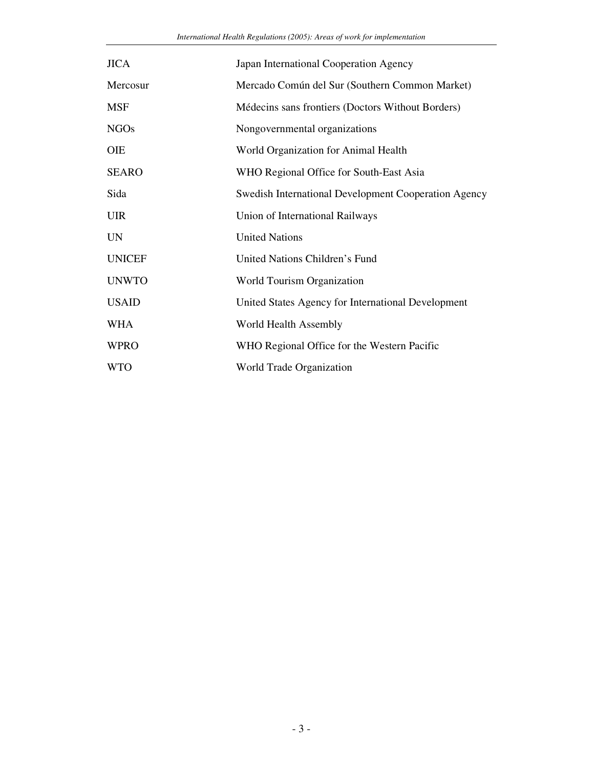| | |
|---|---|
| JICA | Japan International Cooperation Agency |
| Mercosur | Mercado Común del Sur (Southern Common Market) |
| MSF | Médecins sans frontiers (Doctors Without Borders) |
| NGOs | Nongovernmental organizations |
| OIE | World Organization for Animal Health |
| SEARO | WHO Regional Office for South-East Asia |
| Sida | Swedish International Development Cooperation Agency |
| UIR | Union of International Railways |
| UN | United Nations |
| UNICEF | United Nations Children's Fund |
| UNWTO | World Tourism Organization |
| USAID | United States Agency for International Development |
| WHA | World Health Assembly |
| WPRO | WHO Regional Office for the Western Pacific |
| WTO | World Trade Organization |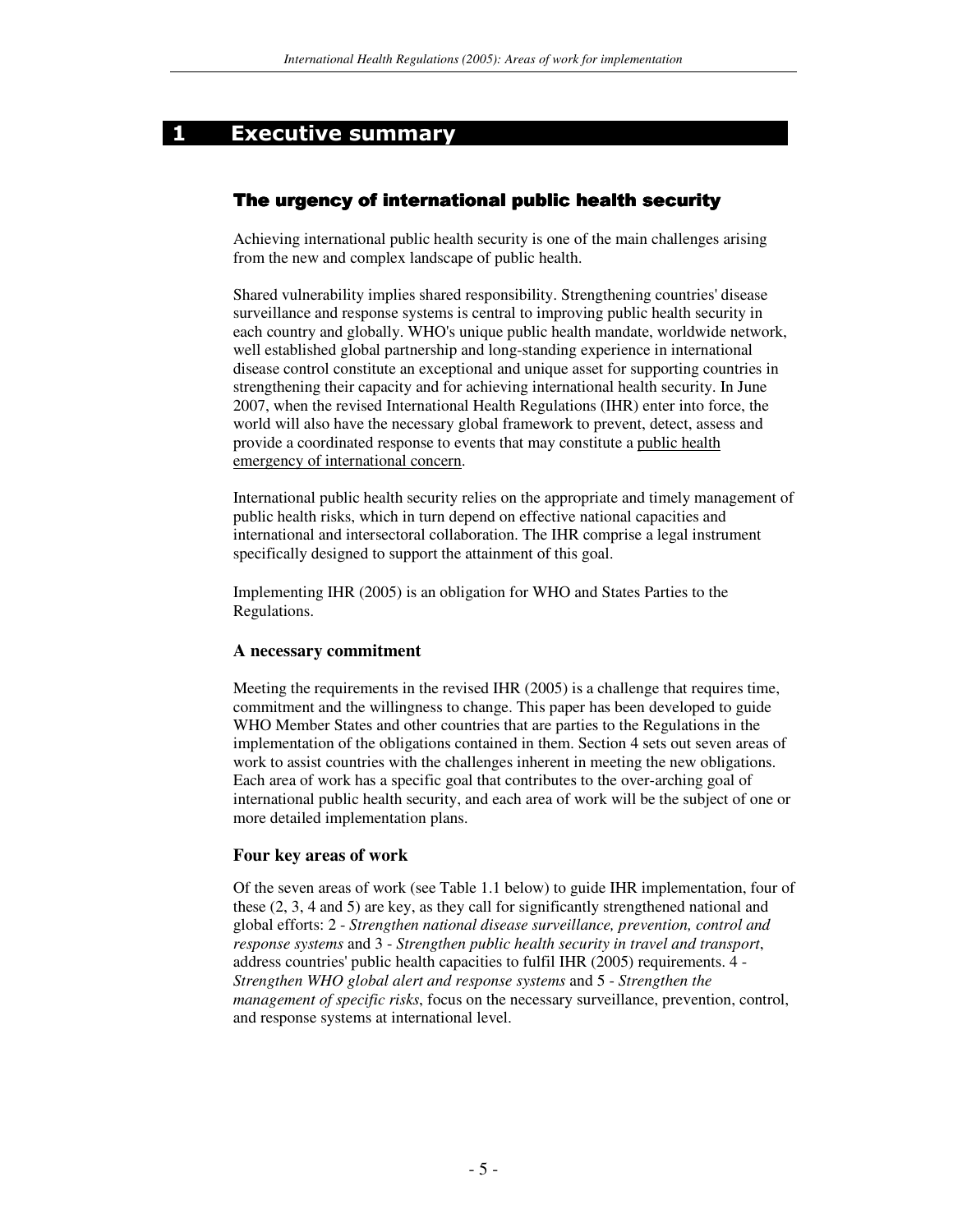# 1 Executive summary

## The urgency of international public health security

Achieving international public health security is one of the main challenges arising from the new and complex landscape of public health.

Shared vulnerability implies shared responsibility. Strengthening countries' disease surveillance and response systems is central to improving public health security in each country and globally. WHO's unique public health mandate, worldwide network, well established global partnership and long-standing experience in international disease control constitute an exceptional and unique asset for supporting countries in strengthening their capacity and for achieving international health security. In June 2007, when the revised International Health Regulations (IHR) enter into force, the world will also have the necessary global framework to prevent, detect, assess and provide a coordinated response to events that may constitute a public health emergency of international concern.

International public health security relies on the appropriate and timely management of public health risks, which in turn depend on effective national capacities and international and intersectoral collaboration. The IHR comprise a legal instrument specifically designed to support the attainment of this goal.

Implementing IHR (2005) is an obligation for WHO and States Parties to the Regulations.

### A necessary commitment

Meeting the requirements in the revised IHR (2005) is a challenge that requires time, commitment and the willingness to change. This paper has been developed to guide WHO Member States and other countries that are parties to the Regulations in the implementation of the obligations contained in them. Section 4 sets out seven areas of work to assist countries with the challenges inherent in meeting the new obligations. Each area of work has a specific goal that contributes to the over-arching goal of international public health security, and each area of work will be the subject of one or more detailed implementation plans.

### Four key areas of work

Of the seven areas of work (see Table 1.1 below) to guide IHR implementation, four of these (2, 3, 4 and 5) are key, as they call for significantly strengthened national and global efforts: 2 - *Strengthen national disease surveillance, prevention, control and response systems* and 3 - *Strengthen public health security in travel and transport*, address countries' public health capacities to fulfil IHR (2005) requirements. 4 - *Strengthen WHO global alert and response systems* and 5 - *Strengthen the management of specific risks*, focus on the necessary surveillance, prevention, control, and response systems at international level.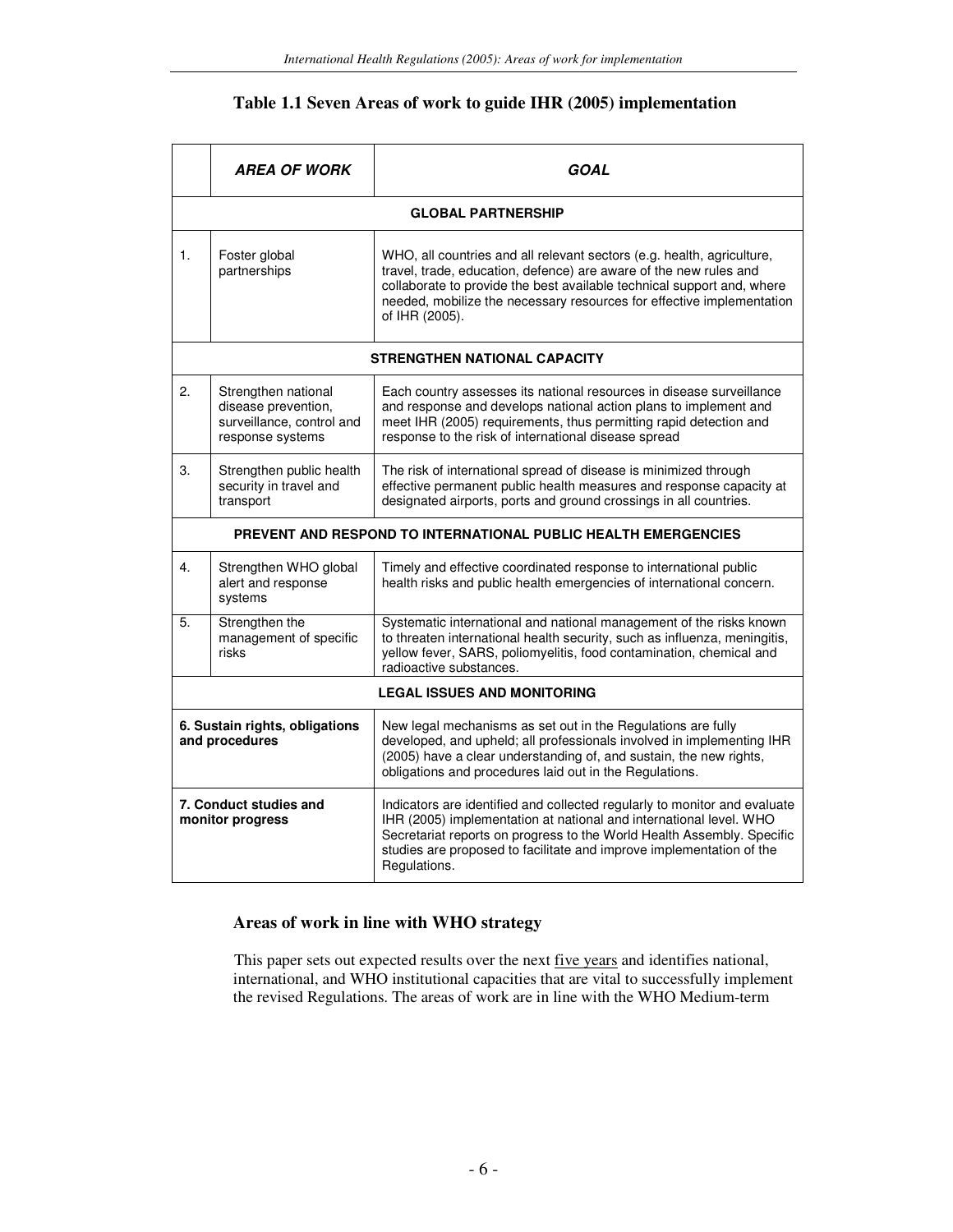**Table 1.1 Seven Areas of work to guide IHR (2005) implementation**

| | ***AREA OF WORK*** | ***GOAL*** |
|---|---|---|
| | | **GLOBAL PARTNERSHIP** |
| 1. | Foster global partnerships | WHO, all countries and all relevant sectors (e.g. health, agriculture, travel, trade, education, defence) are aware of the new rules and collaborate to provide the best available technical support and, where needed, mobilize the necessary resources for effective implementation of IHR (2005). |
| | | **STRENGTHEN NATIONAL CAPACITY** |
| 2. | Strengthen national disease prevention, surveillance, control and response systems | Each country assesses its national resources in disease surveillance and response and develops national action plans to implement and meet IHR (2005) requirements, thus permitting rapid detection and response to the risk of international disease spread |
| 3. | Strengthen public health security in travel and transport | The risk of international spread of disease is minimized through effective permanent public health measures and response capacity at designated airports, ports and ground crossings in all countries. |
| | | **PREVENT AND RESPOND TO INTERNATIONAL PUBLIC HEALTH EMERGENCIES** |
| 4. | Strengthen WHO global alert and response systems | Timely and effective coordinated response to international public health risks and public health emergencies of international concern. |
| 5. | Strengthen the management of specific risks | Systematic international and national management of the risks known to threaten international health security, such as influenza, meningitis, yellow fever, SARS, poliomyelitis, food contamination, chemical and radioactive substances. |
| | | **LEGAL ISSUES AND MONITORING** |
| **6.** | **Sustain rights, obligations and procedures** | New legal mechanisms as set out in the Regulations are fully developed, and upheld; all professionals involved in implementing IHR (2005) have a clear understanding of, and sustain, the new rights, obligations and procedures laid out in the Regulations. |
| **7.** | **Conduct studies and monitor progress** | Indicators are identified and collected regularly to monitor and evaluate IHR (2005) implementation at national and international level. WHO Secretariat reports on progress to the World Health Assembly. Specific studies are proposed to facilitate and improve implementation of the Regulations. |

## Areas of work in line with WHO strategy

This paper sets out expected results over the next five years and identifies national, international, and WHO institutional capacities that are vital to successfully implement the revised Regulations. The areas of work are in line with the WHO Medium-term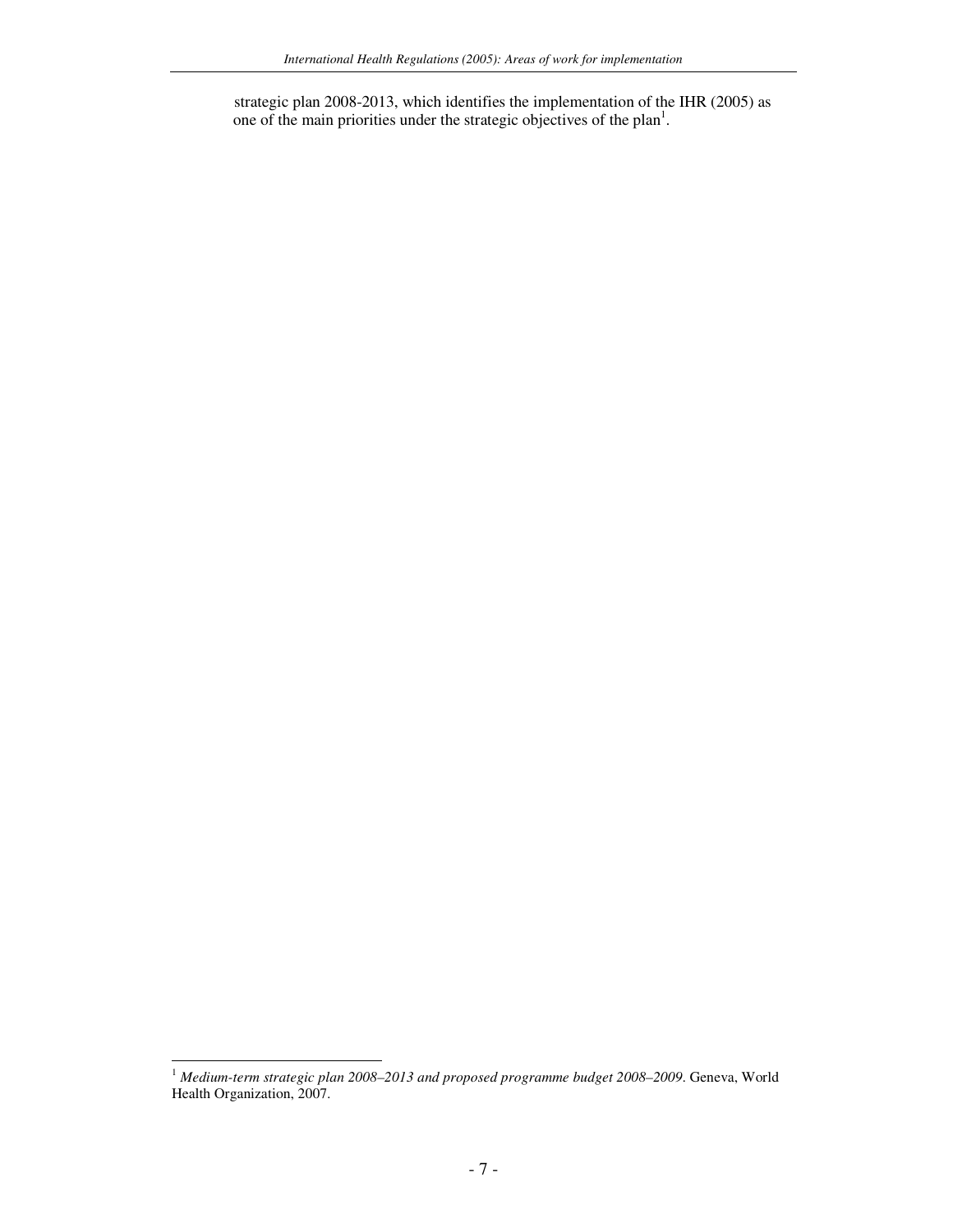strategic plan 2008-2013, which identifies the implementation of the IHR (2005) as one of the main priorities under the strategic objectives of the plan[1].

---

[1] *Medium-term strategic plan 2008–2013 and proposed programme budget 2008–2009*. Geneva, World Health Organization, 2007.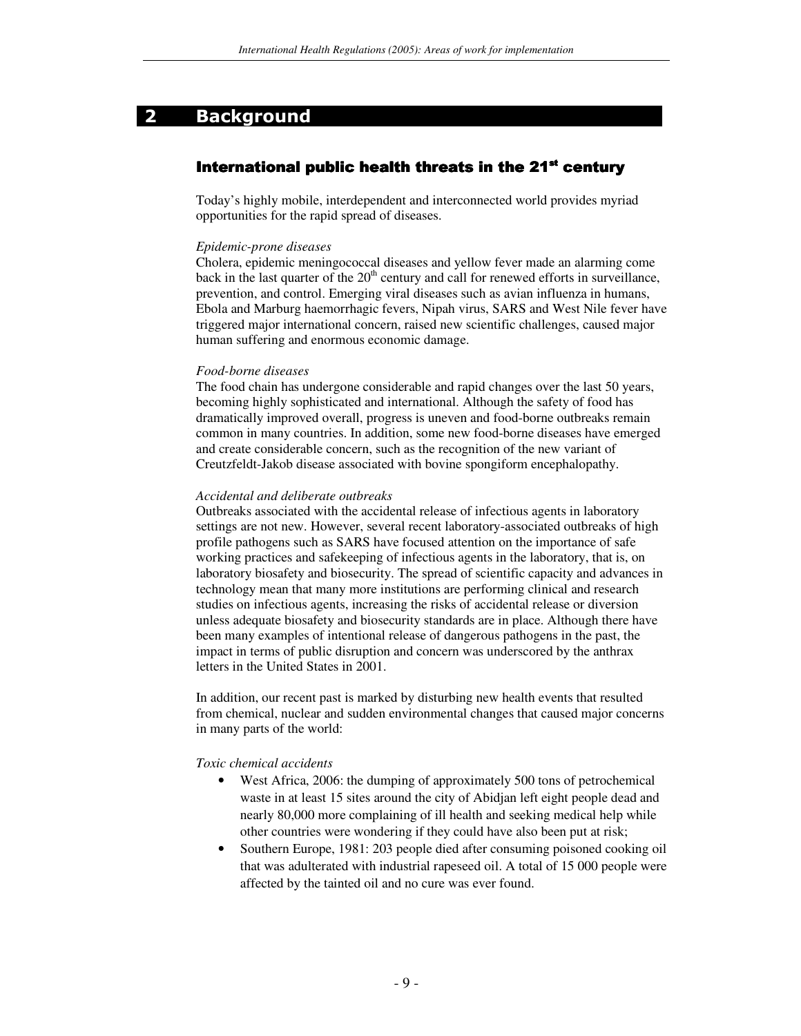## 2 Background

### International public health threats in the 21st century

Today's highly mobile, interdependent and interconnected world provides myriad opportunities for the rapid spread of diseases.

*Epidemic-prone diseases*
Cholera, epidemic meningococcal diseases and yellow fever made an alarming come back in the last quarter of the 20th century and call for renewed efforts in surveillance, prevention, and control. Emerging viral diseases such as avian influenza in humans, Ebola and Marburg haemorrhagic fevers, Nipah virus, SARS and West Nile fever have triggered major international concern, raised new scientific challenges, caused major human suffering and enormous economic damage.

*Food-borne diseases*
The food chain has undergone considerable and rapid changes over the last 50 years, becoming highly sophisticated and international. Although the safety of food has dramatically improved overall, progress is uneven and food-borne outbreaks remain common in many countries. In addition, some new food-borne diseases have emerged and create considerable concern, such as the recognition of the new variant of Creutzfeldt-Jakob disease associated with bovine spongiform encephalopathy.

*Accidental and deliberate outbreaks*
Outbreaks associated with the accidental release of infectious agents in laboratory settings are not new. However, several recent laboratory-associated outbreaks of high profile pathogens such as SARS have focused attention on the importance of safe working practices and safekeeping of infectious agents in the laboratory, that is, on laboratory biosafety and biosecurity. The spread of scientific capacity and advances in technology mean that many more institutions are performing clinical and research studies on infectious agents, increasing the risks of accidental release or diversion unless adequate biosafety and biosecurity standards are in place. Although there have been many examples of intentional release of dangerous pathogens in the past, the impact in terms of public disruption and concern was underscored by the anthrax letters in the United States in 2001.

In addition, our recent past is marked by disturbing new health events that resulted from chemical, nuclear and sudden environmental changes that caused major concerns in many parts of the world:

*Toxic chemical accidents*

- West Africa, 2006: the dumping of approximately 500 tons of petrochemical waste in at least 15 sites around the city of Abidjan left eight people dead and nearly 80,000 more complaining of ill health and seeking medical help while other countries were wondering if they could have also been put at risk;
- Southern Europe, 1981: 203 people died after consuming poisoned cooking oil that was adulterated with industrial rapeseed oil. A total of 15 000 people were affected by the tainted oil and no cure was ever found.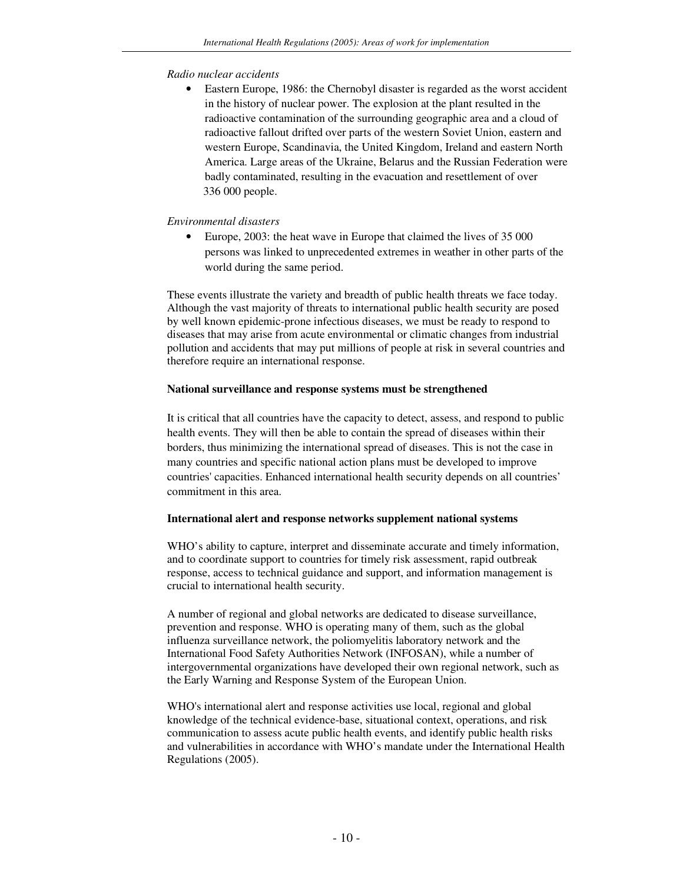*Radio nuclear accidents*

- Eastern Europe, 1986: the Chernobyl disaster is regarded as the worst accident in the history of nuclear power. The explosion at the plant resulted in the radioactive contamination of the surrounding geographic area and a cloud of radioactive fallout drifted over parts of the western Soviet Union, eastern and western Europe, Scandinavia, the United Kingdom, Ireland and eastern North America. Large areas of the Ukraine, Belarus and the Russian Federation were badly contaminated, resulting in the evacuation and resettlement of over 336 000 people.

*Environmental disasters*

- Europe, 2003: the heat wave in Europe that claimed the lives of 35 000 persons was linked to unprecedented extremes in weather in other parts of the world during the same period.

These events illustrate the variety and breadth of public health threats we face today. Although the vast majority of threats to international public health security are posed by well known epidemic-prone infectious diseases, we must be ready to respond to diseases that may arise from acute environmental or climatic changes from industrial pollution and accidents that may put millions of people at risk in several countries and therefore require an international response.

**National surveillance and response systems must be strengthened**

It is critical that all countries have the capacity to detect, assess, and respond to public health events. They will then be able to contain the spread of diseases within their borders, thus minimizing the international spread of diseases. This is not the case in many countries and specific national action plans must be developed to improve countries' capacities. Enhanced international health security depends on all countries' commitment in this area.

**International alert and response networks supplement national systems**

WHO's ability to capture, interpret and disseminate accurate and timely information, and to coordinate support to countries for timely risk assessment, rapid outbreak response, access to technical guidance and support, and information management is crucial to international health security.

A number of regional and global networks are dedicated to disease surveillance, prevention and response. WHO is operating many of them, such as the global influenza surveillance network, the poliomyelitis laboratory network and the International Food Safety Authorities Network (INFOSAN), while a number of intergovernmental organizations have developed their own regional network, such as the Early Warning and Response System of the European Union.

WHO's international alert and response activities use local, regional and global knowledge of the technical evidence-base, situational context, operations, and risk communication to assess acute public health events, and identify public health risks and vulnerabilities in accordance with WHO's mandate under the International Health Regulations (2005).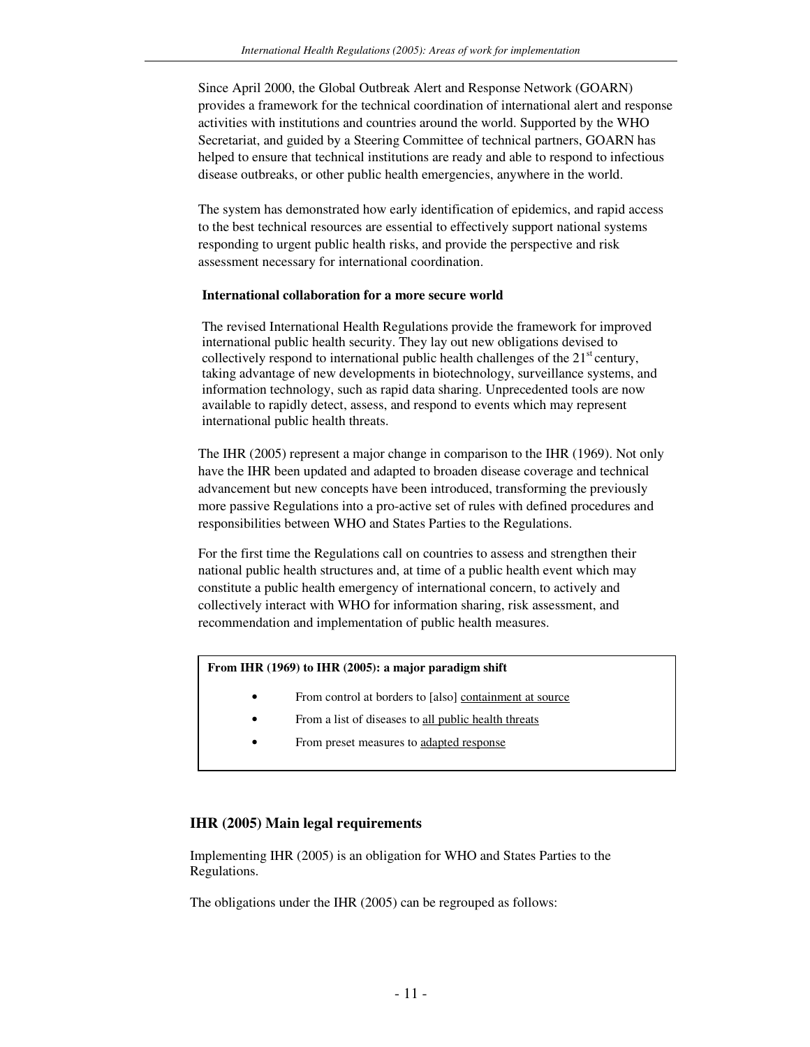Since April 2000, the Global Outbreak Alert and Response Network (GOARN) provides a framework for the technical coordination of international alert and response activities with institutions and countries around the world. Supported by the WHO Secretariat, and guided by a Steering Committee of technical partners, GOARN has helped to ensure that technical institutions are ready and able to respond to infectious disease outbreaks, or other public health emergencies, anywhere in the world.

The system has demonstrated how early identification of epidemics, and rapid access to the best technical resources are essential to effectively support national systems responding to urgent public health risks, and provide the perspective and risk assessment necessary for international coordination.

**International collaboration for a more secure world**

The revised International Health Regulations provide the framework for improved international public health security. They lay out new obligations devised to collectively respond to international public health challenges of the 21st century, taking advantage of new developments in biotechnology, surveillance systems, and information technology, such as rapid data sharing. Unprecedented tools are now available to rapidly detect, assess, and respond to events which may represent international public health threats.

The IHR (2005) represent a major change in comparison to the IHR (1969). Not only have the IHR been updated and adapted to broaden disease coverage and technical advancement but new concepts have been introduced, transforming the previously more passive Regulations into a pro-active set of rules with defined procedures and responsibilities between WHO and States Parties to the Regulations.

For the first time the Regulations call on countries to assess and strengthen their national public health structures and, at time of a public health event which may constitute a public health emergency of international concern, to actively and collectively interact with WHO for information sharing, risk assessment, and recommendation and implementation of public health measures.

**From IHR (1969) to IHR (2005): a major paradigm shift**

- From control at borders to [also] containment at source
- From a list of diseases to all public health threats
- From preset measures to adapted response

## IHR (2005) Main legal requirements

Implementing IHR (2005) is an obligation for WHO and States Parties to the Regulations.

The obligations under the IHR (2005) can be regrouped as follows: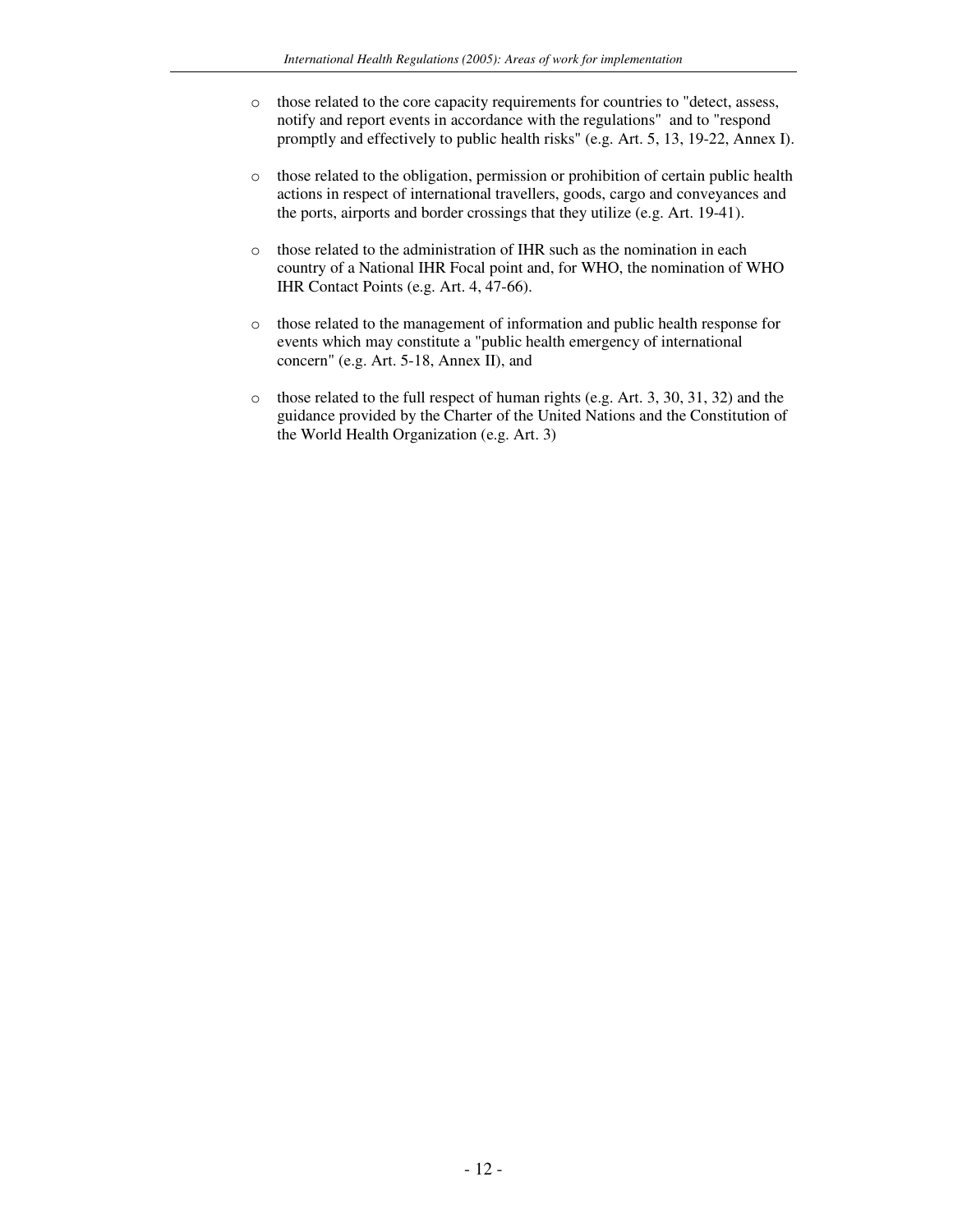- those related to the core capacity requirements for countries to "detect, assess, notify and report events in accordance with the regulations" and to "respond promptly and effectively to public health risks" (e.g. Art. 5, 13, 19-22, Annex I).

- those related to the obligation, permission or prohibition of certain public health actions in respect of international travellers, goods, cargo and conveyances and the ports, airports and border crossings that they utilize (e.g. Art. 19-41).

- those related to the administration of IHR such as the nomination in each country of a National IHR Focal point and, for WHO, the nomination of WHO IHR Contact Points (e.g. Art. 4, 47-66).

- those related to the management of information and public health response for events which may constitute a "public health emergency of international concern" (e.g. Art. 5-18, Annex II), and

- those related to the full respect of human rights (e.g. Art. 3, 30, 31, 32) and the guidance provided by the Charter of the United Nations and the Constitution of the World Health Organization (e.g. Art. 3)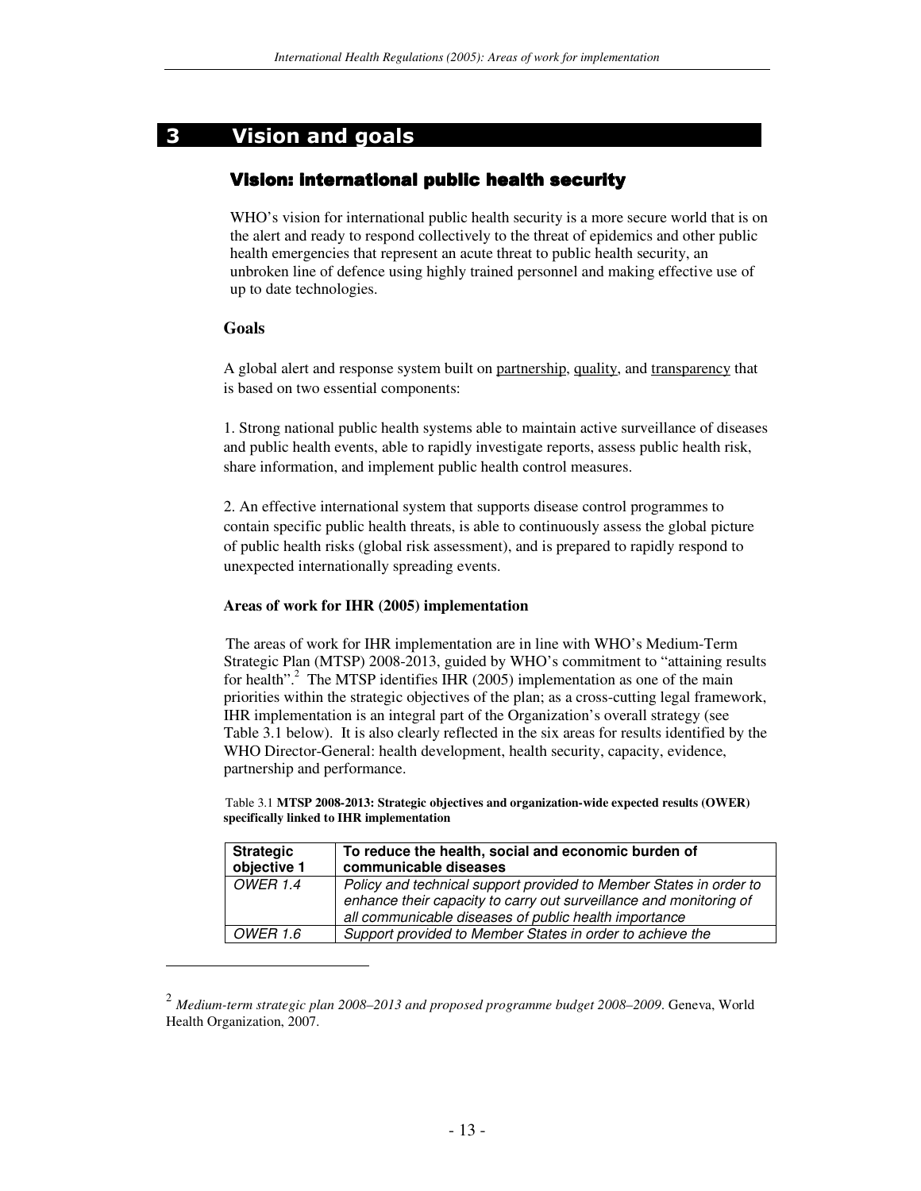# 3 Vision and goals

## Vision: international public health security

WHO's vision for international public health security is a more secure world that is on the alert and ready to respond collectively to the threat of epidemics and other public health emergencies that represent an acute threat to public health security, an unbroken line of defence using highly trained personnel and making effective use of up to date technologies.

### Goals

A global alert and response system built on partnership, quality, and transparency that is based on two essential components:

1. Strong national public health systems able to maintain active surveillance of diseases and public health events, able to rapidly investigate reports, assess public health risk, share information, and implement public health control measures.

2. An effective international system that supports disease control programmes to contain specific public health threats, is able to continuously assess the global picture of public health risks (global risk assessment), and is prepared to rapidly respond to unexpected internationally spreading events.

### Areas of work for IHR (2005) implementation

The areas of work for IHR implementation are in line with WHO's Medium-Term Strategic Plan (MTSP) 2008-2013, guided by WHO's commitment to "attaining results for health".[2] The MTSP identifies IHR (2005) implementation as one of the main priorities within the strategic objectives of the plan; as a cross-cutting legal framework, IHR implementation is an integral part of the Organization's overall strategy (see Table 3.1 below). It is also clearly reflected in the six areas for results identified by the WHO Director-General: health development, health security, capacity, evidence, partnership and performance.

Table 3.1 **MTSP 2008-2013: Strategic objectives and organization-wide expected results (OWER) specifically linked to IHR implementation**

| **Strategic objective 1** | **To reduce the health, social and economic burden of communicable diseases** |
|---|---|
| *OWER 1.4* | *Policy and technical support provided to Member States in order to enhance their capacity to carry out surveillance and monitoring of all communicable diseases of public health importance* |
| *OWER 1.6* | *Support provided to Member States in order to achieve the* |

[2] *Medium-term strategic plan 2008–2013 and proposed programme budget 2008–2009*. Geneva, World Health Organization, 2007.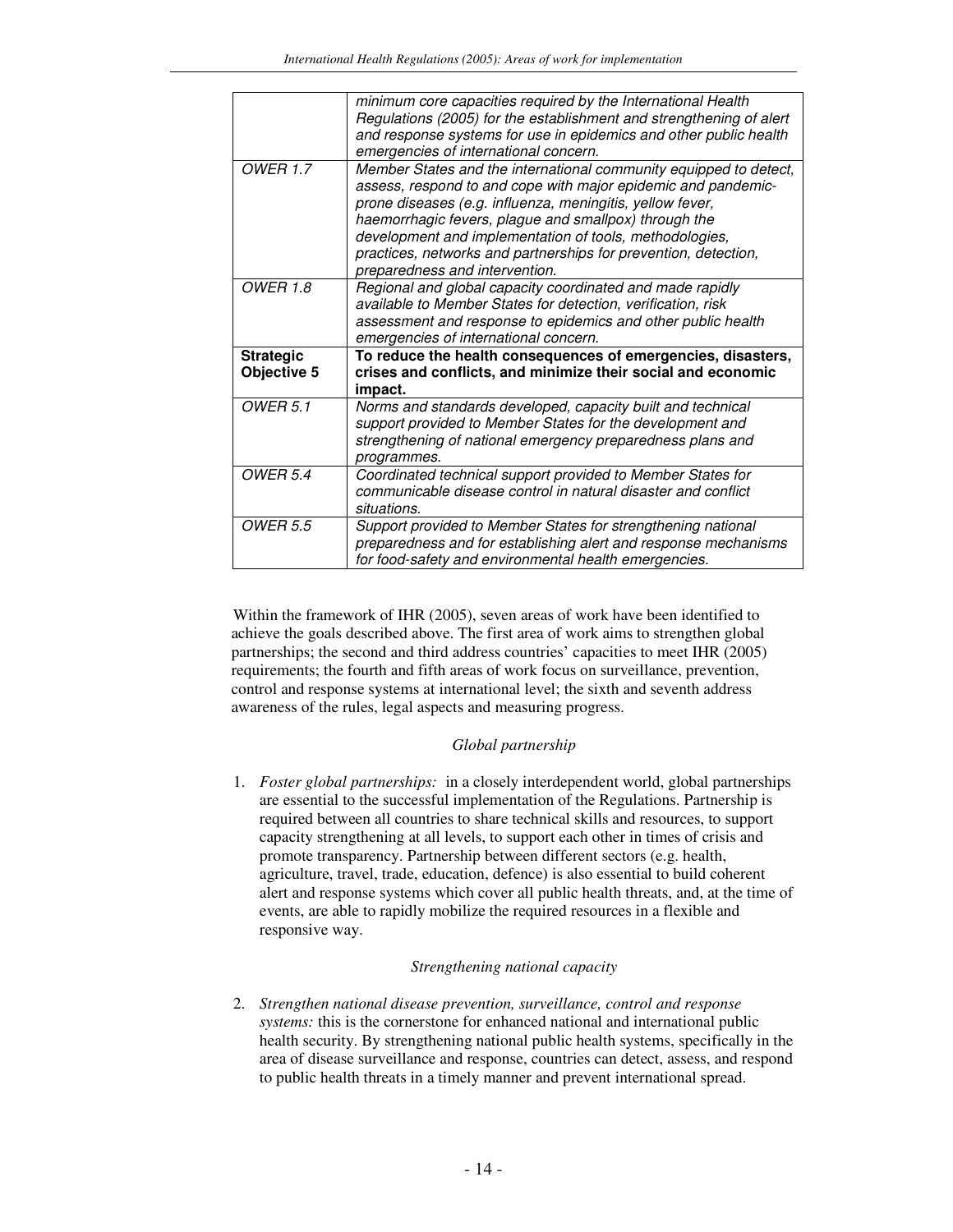|  |  |
|---|---|
|  | *minimum core capacities required by the International Health Regulations (2005) for the establishment and strengthening of alert and response systems for use in epidemics and other public health emergencies of international concern.* |
| *OWER 1.7* | *Member States and the international community equipped to detect, assess, respond to and cope with major epidemic and pandemic-prone diseases (e.g. influenza, meningitis, yellow fever, haemorrhagic fevers, plague and smallpox) through the development and implementation of tools, methodologies, practices, networks and partnerships for prevention, detection, preparedness and intervention.* |
| *OWER 1.8* | *Regional and global capacity coordinated and made rapidly available to Member States for detection, verification, risk assessment and response to epidemics and other public health emergencies of international concern.* |
| **Strategic Objective 5** | **To reduce the health consequences of emergencies, disasters, crises and conflicts, and minimize their social and economic impact.** |
| *OWER 5.1* | *Norms and standards developed, capacity built and technical support provided to Member States for the development and strengthening of national emergency preparedness plans and programmes.* |
| *OWER 5.4* | *Coordinated technical support provided to Member States for communicable disease control in natural disaster and conflict situations.* |
| *OWER 5.5* | *Support provided to Member States for strengthening national preparedness and for establishing alert and response mechanisms for food-safety and environmental health emergencies.* |

Within the framework of IHR (2005), seven areas of work have been identified to achieve the goals described above. The first area of work aims to strengthen global partnerships; the second and third address countries' capacities to meet IHR (2005) requirements; the fourth and fifth areas of work focus on surveillance, prevention, control and response systems at international level; the sixth and seventh address awareness of the rules, legal aspects and measuring progress.

*Global partnership*

1. *Foster global partnerships:* in a closely interdependent world, global partnerships are essential to the successful implementation of the Regulations. Partnership is required between all countries to share technical skills and resources, to support capacity strengthening at all levels, to support each other in times of crisis and promote transparency. Partnership between different sectors (e.g. health, agriculture, travel, trade, education, defence) is also essential to build coherent alert and response systems which cover all public health threats, and, at the time of events, are able to rapidly mobilize the required resources in a flexible and responsive way.

*Strengthening national capacity*

2. *Strengthen national disease prevention, surveillance, control and response systems:* this is the cornerstone for enhanced national and international public health security. By strengthening national public health systems, specifically in the area of disease surveillance and response, countries can detect, assess, and respond to public health threats in a timely manner and prevent international spread.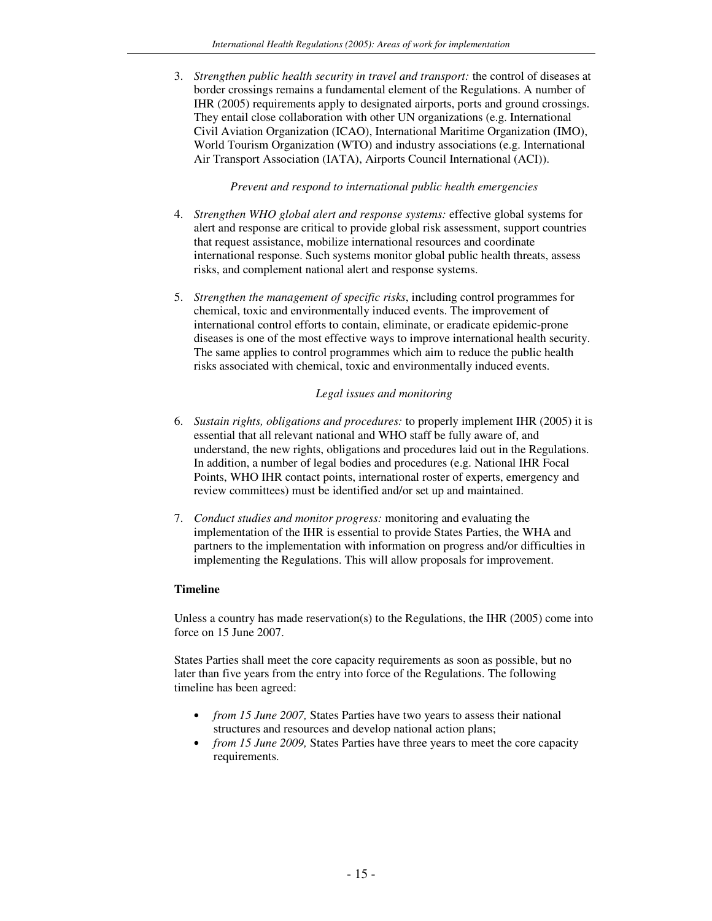3. *Strengthen public health security in travel and transport:* the control of diseases at border crossings remains a fundamental element of the Regulations. A number of IHR (2005) requirements apply to designated airports, ports and ground crossings. They entail close collaboration with other UN organizations (e.g. International Civil Aviation Organization (ICAO), International Maritime Organization (IMO), World Tourism Organization (WTO) and industry associations (e.g. International Air Transport Association (IATA), Airports Council International (ACI)).

*Prevent and respond to international public health emergencies*

4. *Strengthen WHO global alert and response systems:* effective global systems for alert and response are critical to provide global risk assessment, support countries that request assistance, mobilize international resources and coordinate international response. Such systems monitor global public health threats, assess risks, and complement national alert and response systems.

5. *Strengthen the management of specific risks*, including control programmes for chemical, toxic and environmentally induced events. The improvement of international control efforts to contain, eliminate, or eradicate epidemic-prone diseases is one of the most effective ways to improve international health security. The same applies to control programmes which aim to reduce the public health risks associated with chemical, toxic and environmentally induced events.

*Legal issues and monitoring*

6. *Sustain rights, obligations and procedures:* to properly implement IHR (2005) it is essential that all relevant national and WHO staff be fully aware of, and understand, the new rights, obligations and procedures laid out in the Regulations. In addition, a number of legal bodies and procedures (e.g. National IHR Focal Points, WHO IHR contact points, international roster of experts, emergency and review committees) must be identified and/or set up and maintained.

7. *Conduct studies and monitor progress:* monitoring and evaluating the implementation of the IHR is essential to provide States Parties, the WHA and partners to the implementation with information on progress and/or difficulties in implementing the Regulations. This will allow proposals for improvement.

**Timeline**

Unless a country has made reservation(s) to the Regulations, the IHR (2005) come into force on 15 June 2007.

States Parties shall meet the core capacity requirements as soon as possible, but no later than five years from the entry into force of the Regulations. The following timeline has been agreed:

- *from 15 June 2007,* States Parties have two years to assess their national structures and resources and develop national action plans;
- *from 15 June 2009,* States Parties have three years to meet the core capacity requirements.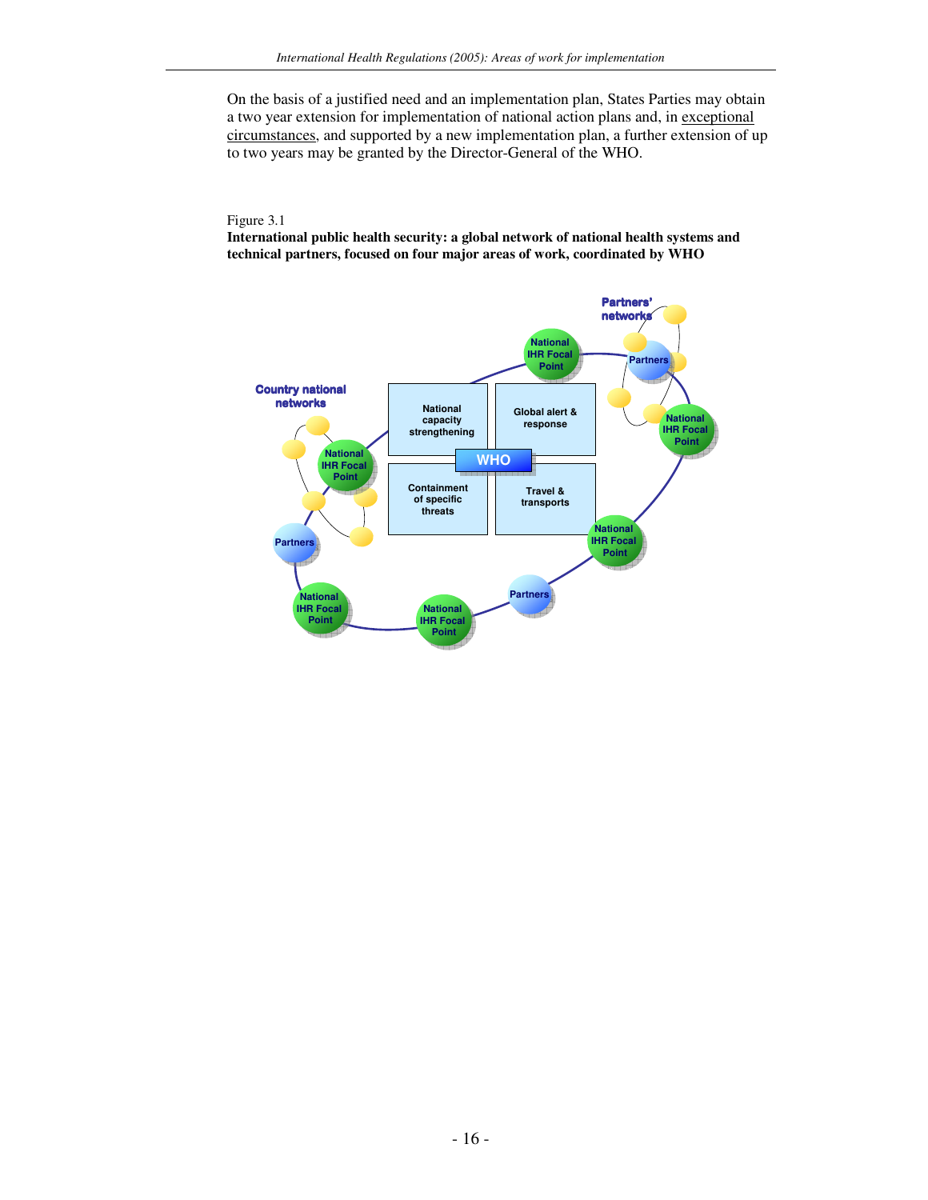On the basis of a justified need and an implementation plan, States Parties may obtain a two year extension for implementation of national action plans and, in exceptional circumstances, and supported by a new implementation plan, a further extension of up to two years may be granted by the Director-General of the WHO.

Figure 3.1

**International public health security: a global network of national health systems and technical partners, focused on four major areas of work, coordinated by WHO**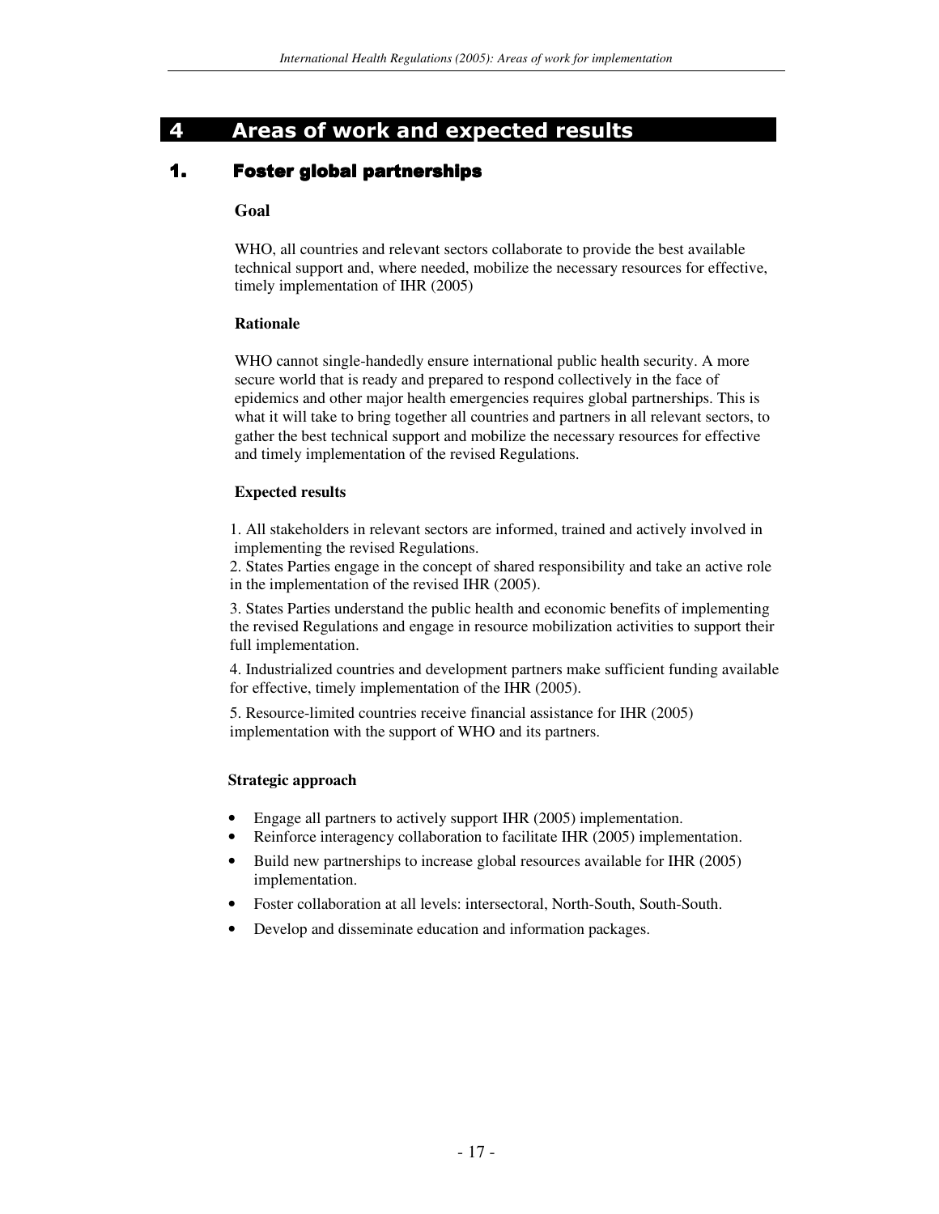# 4 Areas of work and expected results

## 1. Foster global partnerships

### Goal

WHO, all countries and relevant sectors collaborate to provide the best available technical support and, where needed, mobilize the necessary resources for effective, timely implementation of IHR (2005)

### Rationale

WHO cannot single-handedly ensure international public health security. A more secure world that is ready and prepared to respond collectively in the face of epidemics and other major health emergencies requires global partnerships. This is what it will take to bring together all countries and partners in all relevant sectors, to gather the best technical support and mobilize the necessary resources for effective and timely implementation of the revised Regulations.

### Expected results

1. All stakeholders in relevant sectors are informed, trained and actively involved in implementing the revised Regulations.
2. States Parties engage in the concept of shared responsibility and take an active role in the implementation of the revised IHR (2005).
3. States Parties understand the public health and economic benefits of implementing the revised Regulations and engage in resource mobilization activities to support their full implementation.
4. Industrialized countries and development partners make sufficient funding available for effective, timely implementation of the IHR (2005).
5. Resource-limited countries receive financial assistance for IHR (2005) implementation with the support of WHO and its partners.

### Strategic approach

- Engage all partners to actively support IHR (2005) implementation.
- Reinforce interagency collaboration to facilitate IHR (2005) implementation.
- Build new partnerships to increase global resources available for IHR (2005) implementation.
- Foster collaboration at all levels: intersectoral, North-South, South-South.
- Develop and disseminate education and information packages.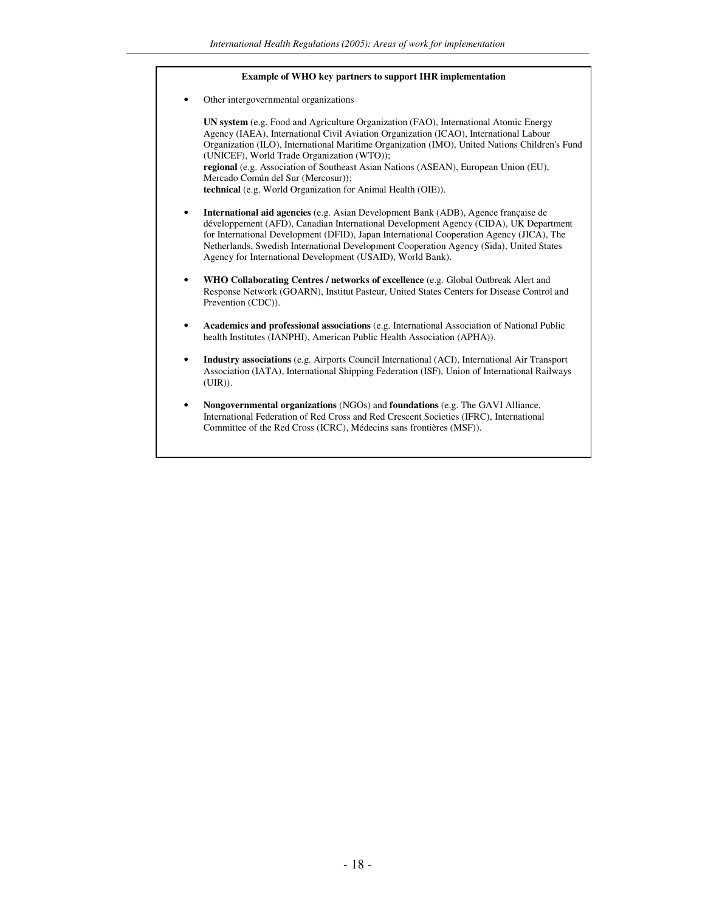**Example of WHO key partners to support IHR implementation**

- Other intergovernmental organizations

  **UN system** (e.g. Food and Agriculture Organization (FAO), International Atomic Energy Agency (IAEA), International Civil Aviation Organization (ICAO), International Labour Organization (ILO), International Maritime Organization (IMO), United Nations Children's Fund (UNICEF), World Trade Organization (WTO));
  **regional** (e.g. Association of Southeast Asian Nations (ASEAN), European Union (EU), Mercado Común del Sur (Mercosur));
  **technical** (e.g. World Organization for Animal Health (OIE)).

- **International aid agencies** (e.g. Asian Development Bank (ADB), Agence française de développement (AFD), Canadian International Development Agency (CIDA), UK Department for International Development (DFID), Japan International Cooperation Agency (JICA), The Netherlands, Swedish International Development Cooperation Agency (Sida), United States Agency for International Development (USAID), World Bank).

- **WHO Collaborating Centres / networks of excellence** (e.g. Global Outbreak Alert and Response Network (GOARN), Institut Pasteur, United States Centers for Disease Control and Prevention (CDC)).

- **Academics and professional associations** (e.g. International Association of National Public health Institutes (IANPHI), American Public Health Association (APHA)).

- **Industry associations** (e.g. Airports Council International (ACI), International Air Transport Association (IATA), International Shipping Federation (ISF), Union of International Railways (UIR)).

- **Nongovernmental organizations** (NGOs) and **foundations** (e.g. The GAVI Alliance, International Federation of Red Cross and Red Crescent Societies (IFRC), International Committee of the Red Cross (ICRC), Médecins sans frontières (MSF)).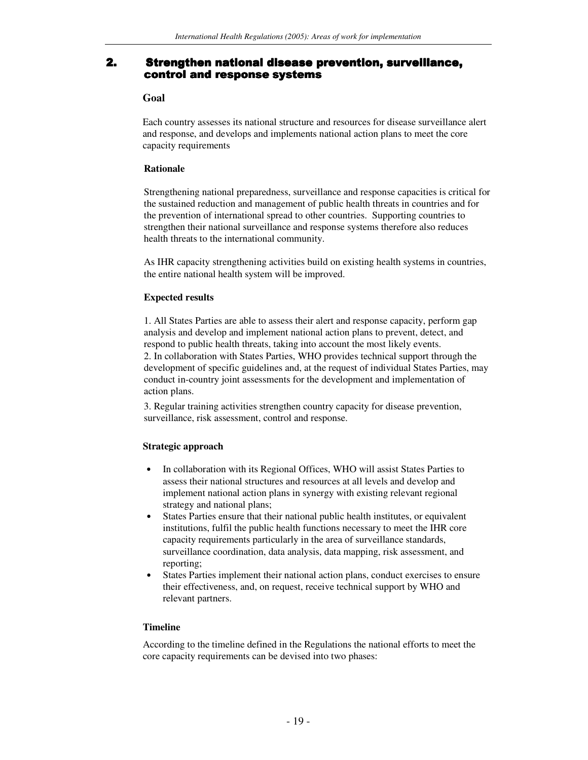## 2. Strengthen national disease prevention, surveillance, control and response systems

### Goal

Each country assesses its national structure and resources for disease surveillance alert and response, and develops and implements national action plans to meet the core capacity requirements

### Rationale

Strengthening national preparedness, surveillance and response capacities is critical for the sustained reduction and management of public health threats in countries and for the prevention of international spread to other countries. Supporting countries to strengthen their national surveillance and response systems therefore also reduces health threats to the international community.

As IHR capacity strengthening activities build on existing health systems in countries, the entire national health system will be improved.

### Expected results

1. All States Parties are able to assess their alert and response capacity, perform gap analysis and develop and implement national action plans to prevent, detect, and respond to public health threats, taking into account the most likely events.
2. In collaboration with States Parties, WHO provides technical support through the development of specific guidelines and, at the request of individual States Parties, may conduct in-country joint assessments for the development and implementation of action plans.
3. Regular training activities strengthen country capacity for disease prevention, surveillance, risk assessment, control and response.

### Strategic approach

- In collaboration with its Regional Offices, WHO will assist States Parties to assess their national structures and resources at all levels and develop and implement national action plans in synergy with existing relevant regional strategy and national plans;
- States Parties ensure that their national public health institutes, or equivalent institutions, fulfil the public health functions necessary to meet the IHR core capacity requirements particularly in the area of surveillance standards, surveillance coordination, data analysis, data mapping, risk assessment, and reporting;
- States Parties implement their national action plans, conduct exercises to ensure their effectiveness, and, on request, receive technical support by WHO and relevant partners.

### Timeline

According to the timeline defined in the Regulations the national efforts to meet the core capacity requirements can be devised into two phases: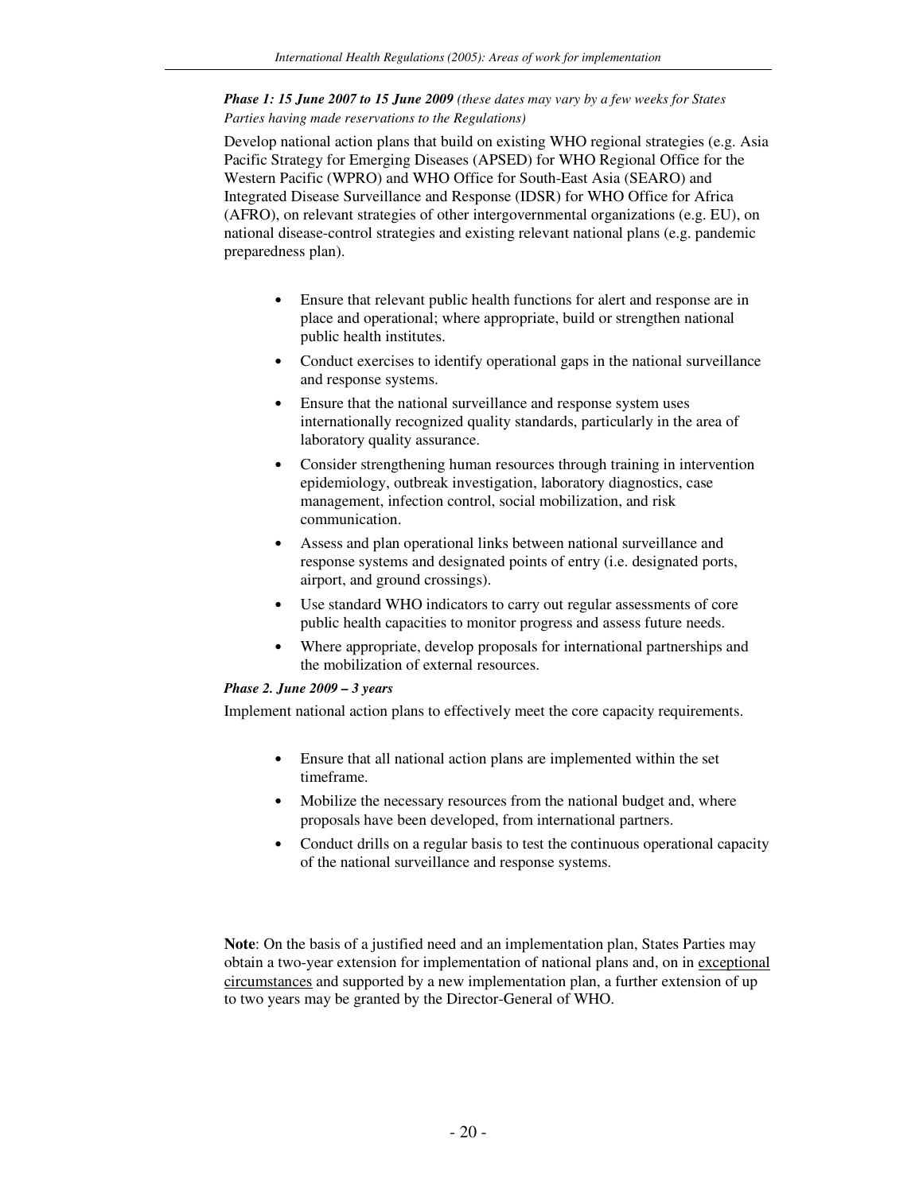***Phase 1: 15 June 2007 to 15 June 2009*** *(these dates may vary by a few weeks for States Parties having made reservations to the Regulations)*

Develop national action plans that build on existing WHO regional strategies (e.g. Asia Pacific Strategy for Emerging Diseases (APSED) for WHO Regional Office for the Western Pacific (WPRO) and WHO Office for South-East Asia (SEARO) and Integrated Disease Surveillance and Response (IDSR) for WHO Office for Africa (AFRO), on relevant strategies of other intergovernmental organizations (e.g. EU), on national disease-control strategies and existing relevant national plans (e.g. pandemic preparedness plan).

- Ensure that relevant public health functions for alert and response are in place and operational; where appropriate, build or strengthen national public health institutes.
- Conduct exercises to identify operational gaps in the national surveillance and response systems.
- Ensure that the national surveillance and response system uses internationally recognized quality standards, particularly in the area of laboratory quality assurance.
- Consider strengthening human resources through training in intervention epidemiology, outbreak investigation, laboratory diagnostics, case management, infection control, social mobilization, and risk communication.
- Assess and plan operational links between national surveillance and response systems and designated points of entry (i.e. designated ports, airport, and ground crossings).
- Use standard WHO indicators to carry out regular assessments of core public health capacities to monitor progress and assess future needs.
- Where appropriate, develop proposals for international partnerships and the mobilization of external resources.

***Phase 2. June 2009 – 3 years***

Implement national action plans to effectively meet the core capacity requirements.

- Ensure that all national action plans are implemented within the set timeframe.
- Mobilize the necessary resources from the national budget and, where proposals have been developed, from international partners.
- Conduct drills on a regular basis to test the continuous operational capacity of the national surveillance and response systems.

**Note**: On the basis of a justified need and an implementation plan, States Parties may obtain a two-year extension for implementation of national plans and, on in exceptional circumstances and supported by a new implementation plan, a further extension of up to two years may be granted by the Director-General of WHO.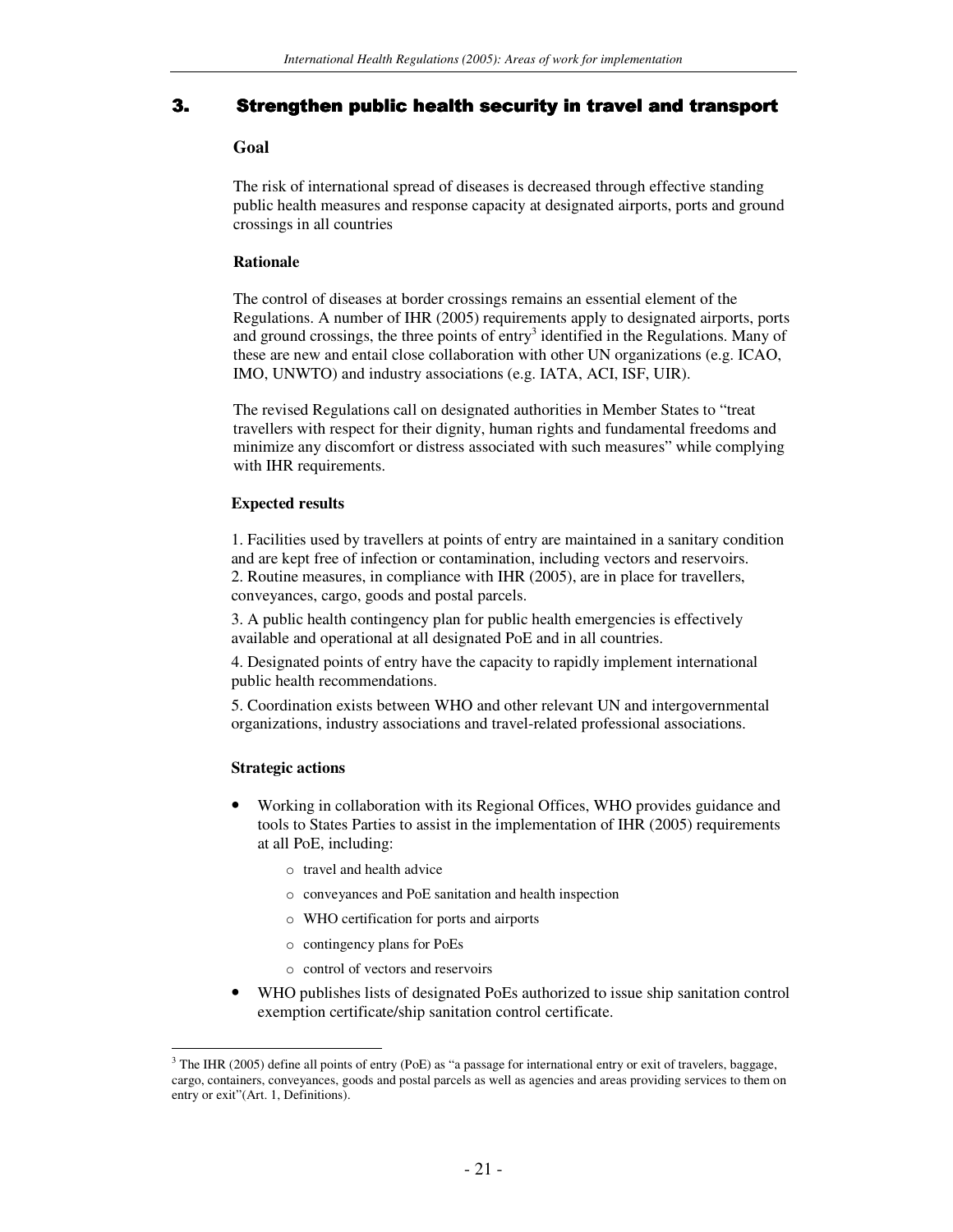# 3. Strengthen public health security in travel and transport

### Goal

The risk of international spread of diseases is decreased through effective standing public health measures and response capacity at designated airports, ports and ground crossings in all countries

### Rationale

The control of diseases at border crossings remains an essential element of the Regulations. A number of IHR (2005) requirements apply to designated airports, ports and ground crossings, the three points of entry[3] identified in the Regulations. Many of these are new and entail close collaboration with other UN organizations (e.g. ICAO, IMO, UNWTO) and industry associations (e.g. IATA, ACI, ISF, UIR).

The revised Regulations call on designated authorities in Member States to "treat travellers with respect for their dignity, human rights and fundamental freedoms and minimize any discomfort or distress associated with such measures" while complying with IHR requirements.

### Expected results

1. Facilities used by travellers at points of entry are maintained in a sanitary condition and are kept free of infection or contamination, including vectors and reservoirs.
2. Routine measures, in compliance with IHR (2005), are in place for travellers, conveyances, cargo, goods and postal parcels.
3. A public health contingency plan for public health emergencies is effectively available and operational at all designated PoE and in all countries.
4. Designated points of entry have the capacity to rapidly implement international public health recommendations.
5. Coordination exists between WHO and other relevant UN and intergovernmental organizations, industry associations and travel-related professional associations.

### Strategic actions

- Working in collaboration with its Regional Offices, WHO provides guidance and tools to States Parties to assist in the implementation of IHR (2005) requirements at all PoE, including:
  - travel and health advice
  - conveyances and PoE sanitation and health inspection
  - WHO certification for ports and airports
  - contingency plans for PoEs
  - control of vectors and reservoirs
- WHO publishes lists of designated PoEs authorized to issue ship sanitation control exemption certificate/ship sanitation control certificate.

---

[3] The IHR (2005) define all points of entry (PoE) as "a passage for international entry or exit of travelers, baggage, cargo, containers, conveyances, goods and postal parcels as well as agencies and areas providing services to them on entry or exit"(Art. 1, Definitions).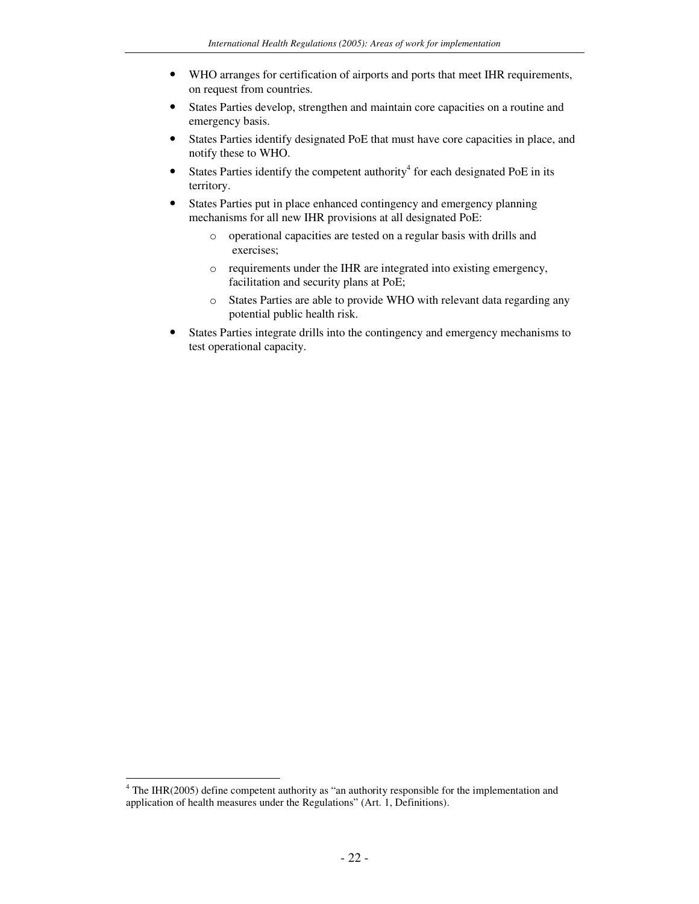- WHO arranges for certification of airports and ports that meet IHR requirements, on request from countries.
- States Parties develop, strengthen and maintain core capacities on a routine and emergency basis.
- States Parties identify designated PoE that must have core capacities in place, and notify these to WHO.
- States Parties identify the competent authority[4] for each designated PoE in its territory.
- States Parties put in place enhanced contingency and emergency planning mechanisms for all new IHR provisions at all designated PoE:
    - operational capacities are tested on a regular basis with drills and exercises;
    - requirements under the IHR are integrated into existing emergency, facilitation and security plans at PoE;
    - States Parties are able to provide WHO with relevant data regarding any potential public health risk.
- States Parties integrate drills into the contingency and emergency mechanisms to test operational capacity.

[4] The IHR(2005) define competent authority as "an authority responsible for the implementation and application of health measures under the Regulations" (Art. 1, Definitions).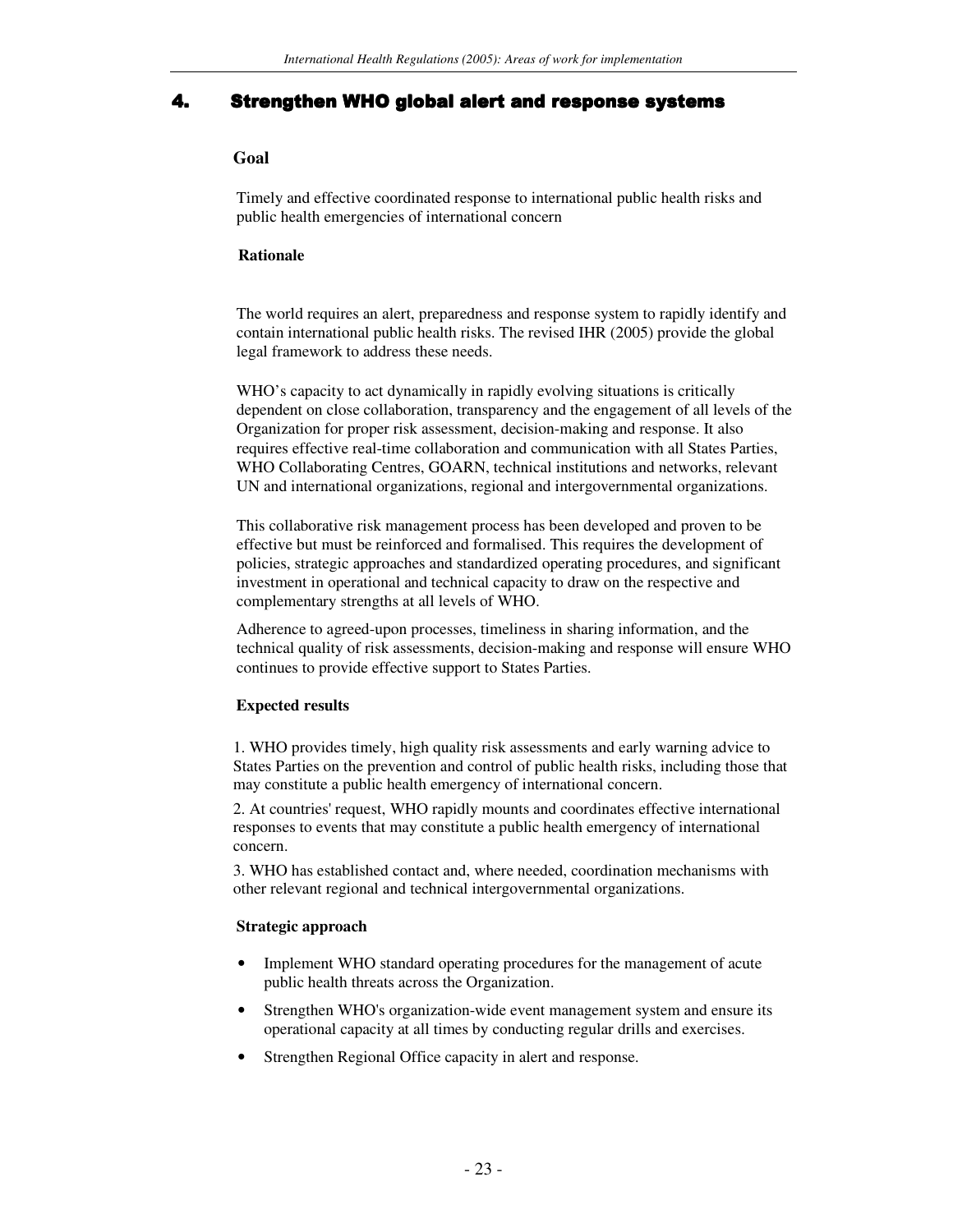## 4. Strengthen WHO global alert and response systems

### Goal

Timely and effective coordinated response to international public health risks and public health emergencies of international concern

### Rationale

The world requires an alert, preparedness and response system to rapidly identify and contain international public health risks. The revised IHR (2005) provide the global legal framework to address these needs.

WHO's capacity to act dynamically in rapidly evolving situations is critically dependent on close collaboration, transparency and the engagement of all levels of the Organization for proper risk assessment, decision-making and response. It also requires effective real-time collaboration and communication with all States Parties, WHO Collaborating Centres, GOARN, technical institutions and networks, relevant UN and international organizations, regional and intergovernmental organizations.

This collaborative risk management process has been developed and proven to be effective but must be reinforced and formalised. This requires the development of policies, strategic approaches and standardized operating procedures, and significant investment in operational and technical capacity to draw on the respective and complementary strengths at all levels of WHO.

Adherence to agreed-upon processes, timeliness in sharing information, and the technical quality of risk assessments, decision-making and response will ensure WHO continues to provide effective support to States Parties.

### Expected results

1. WHO provides timely, high quality risk assessments and early warning advice to States Parties on the prevention and control of public health risks, including those that may constitute a public health emergency of international concern.
2. At countries' request, WHO rapidly mounts and coordinates effective international responses to events that may constitute a public health emergency of international concern.
3. WHO has established contact and, where needed, coordination mechanisms with other relevant regional and technical intergovernmental organizations.

### Strategic approach

- Implement WHO standard operating procedures for the management of acute public health threats across the Organization.
- Strengthen WHO's organization-wide event management system and ensure its operational capacity at all times by conducting regular drills and exercises.
- Strengthen Regional Office capacity in alert and response.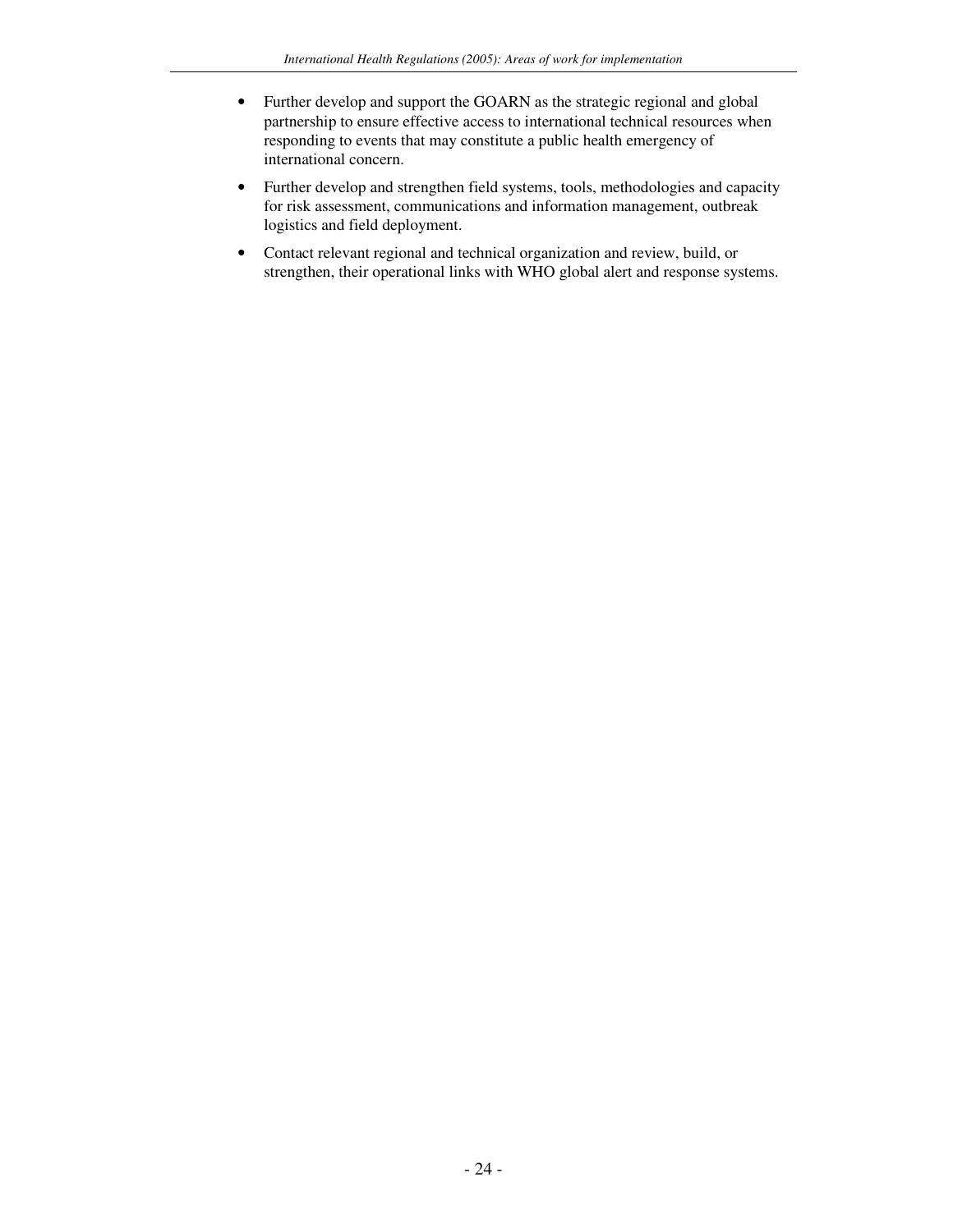- Further develop and support the GOARN as the strategic regional and global partnership to ensure effective access to international technical resources when responding to events that may constitute a public health emergency of international concern.
- Further develop and strengthen field systems, tools, methodologies and capacity for risk assessment, communications and information management, outbreak logistics and field deployment.
- Contact relevant regional and technical organization and review, build, or strengthen, their operational links with WHO global alert and response systems.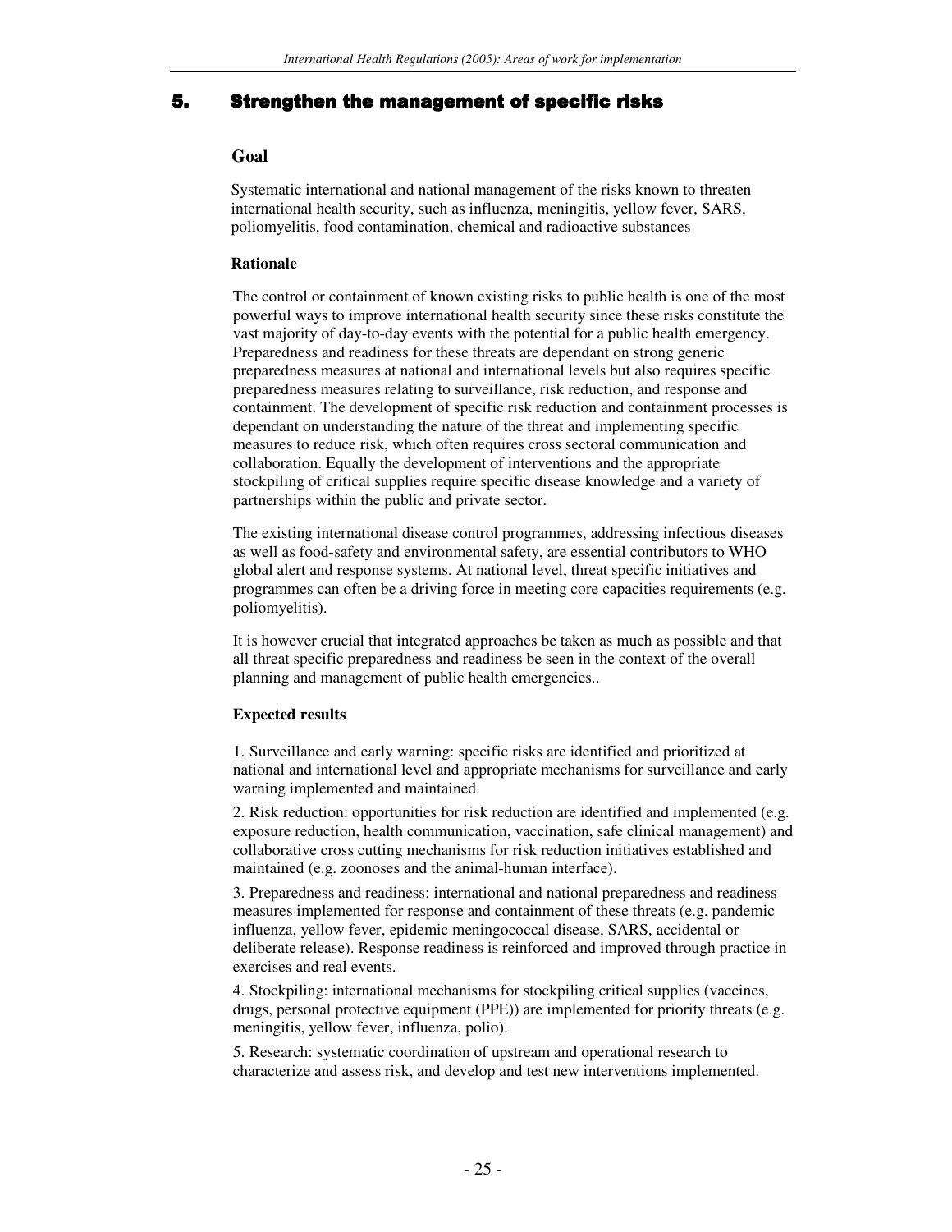## 5. Strengthen the management of specific risks

### Goal

Systematic international and national management of the risks known to threaten international health security, such as influenza, meningitis, yellow fever, SARS, poliomyelitis, food contamination, chemical and radioactive substances

### Rationale

The control or containment of known existing risks to public health is one of the most powerful ways to improve international health security since these risks constitute the vast majority of day-to-day events with the potential for a public health emergency. Preparedness and readiness for these threats are dependant on strong generic preparedness measures at national and international levels but also requires specific preparedness measures relating to surveillance, risk reduction, and response and containment. The development of specific risk reduction and containment processes is dependant on understanding the nature of the threat and implementing specific measures to reduce risk, which often requires cross sectoral communication and collaboration. Equally the development of interventions and the appropriate stockpiling of critical supplies require specific disease knowledge and a variety of partnerships within the public and private sector.

The existing international disease control programmes, addressing infectious diseases as well as food-safety and environmental safety, are essential contributors to WHO global alert and response systems. At national level, threat specific initiatives and programmes can often be a driving force in meeting core capacities requirements (e.g. poliomyelitis).

It is however crucial that integrated approaches be taken as much as possible and that all threat specific preparedness and readiness be seen in the context of the overall planning and management of public health emergencies..

### Expected results

1. Surveillance and early warning: specific risks are identified and prioritized at national and international level and appropriate mechanisms for surveillance and early warning implemented and maintained.

2. Risk reduction: opportunities for risk reduction are identified and implemented (e.g. exposure reduction, health communication, vaccination, safe clinical management) and collaborative cross cutting mechanisms for risk reduction initiatives established and maintained (e.g. zoonoses and the animal-human interface).

3. Preparedness and readiness: international and national preparedness and readiness measures implemented for response and containment of these threats (e.g. pandemic influenza, yellow fever, epidemic meningococcal disease, SARS, accidental or deliberate release). Response readiness is reinforced and improved through practice in exercises and real events.

4. Stockpiling: international mechanisms for stockpiling critical supplies (vaccines, drugs, personal protective equipment (PPE)) are implemented for priority threats (e.g. meningitis, yellow fever, influenza, polio).

5. Research: systematic coordination of upstream and operational research to characterize and assess risk, and develop and test new interventions implemented.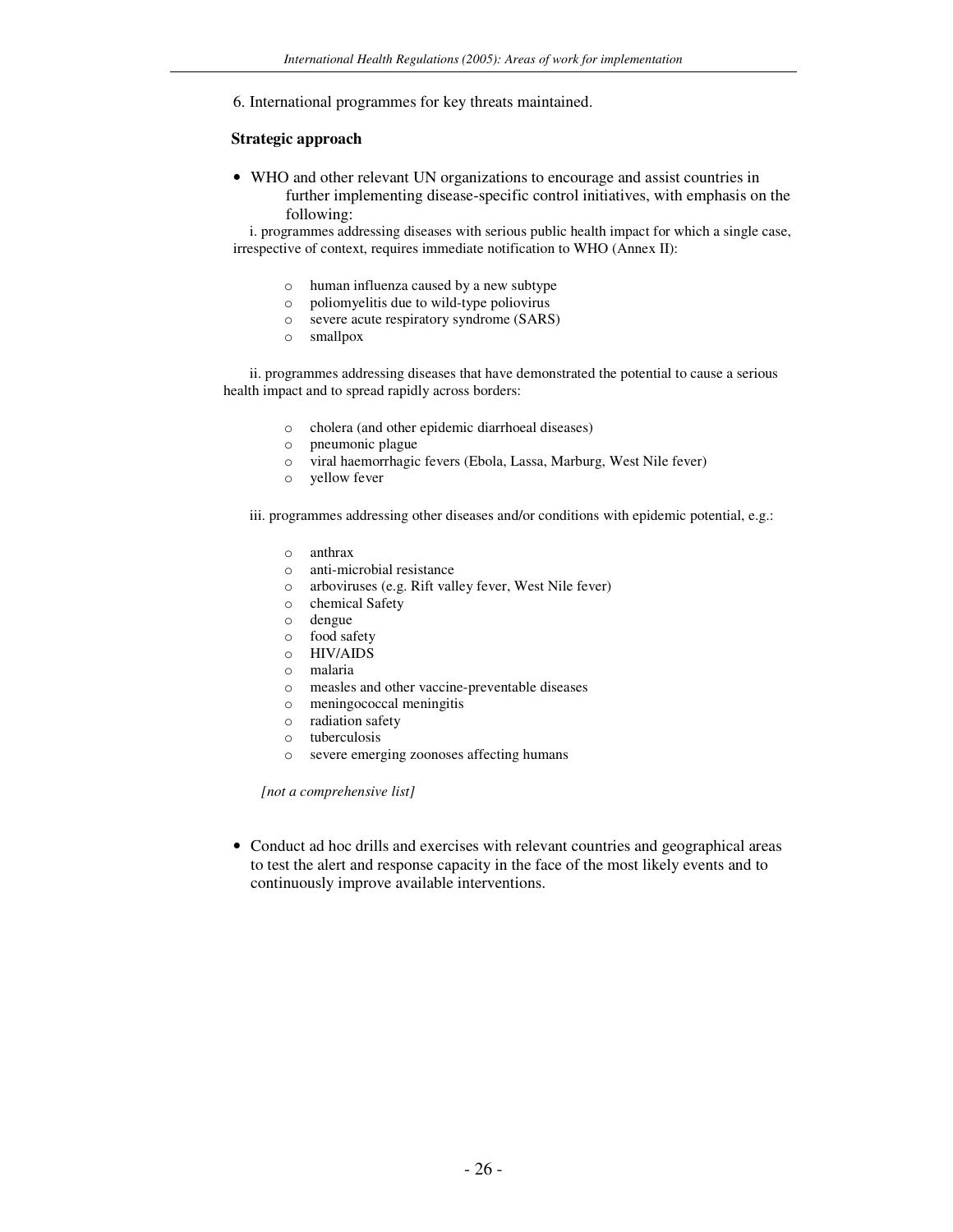6. International programmes for key threats maintained.

**Strategic approach**

- WHO and other relevant UN organizations to encourage and assist countries in further implementing disease-specific control initiatives, with emphasis on the following:

  i. programmes addressing diseases with serious public health impact for which a single case, irrespective of context, requires immediate notification to WHO (Annex II):

  - human influenza caused by a new subtype
  - poliomyelitis due to wild-type poliovirus
  - severe acute respiratory syndrome (SARS)
  - smallpox

  ii. programmes addressing diseases that have demonstrated the potential to cause a serious health impact and to spread rapidly across borders:

  - cholera (and other epidemic diarrhoeal diseases)
  - pneumonic plague
  - viral haemorrhagic fevers (Ebola, Lassa, Marburg, West Nile fever)
  - yellow fever

  iii. programmes addressing other diseases and/or conditions with epidemic potential, e.g.:

  - anthrax
  - anti-microbial resistance
  - arboviruses (e.g. Rift valley fever, West Nile fever)
  - chemical Safety
  - dengue
  - food safety
  - HIV/AIDS
  - malaria
  - measles and other vaccine-preventable diseases
  - meningococcal meningitis
  - radiation safety
  - tuberculosis
  - severe emerging zoonoses affecting humans

  *[not a comprehensive list]*

- Conduct ad hoc drills and exercises with relevant countries and geographical areas to test the alert and response capacity in the face of the most likely events and to continuously improve available interventions.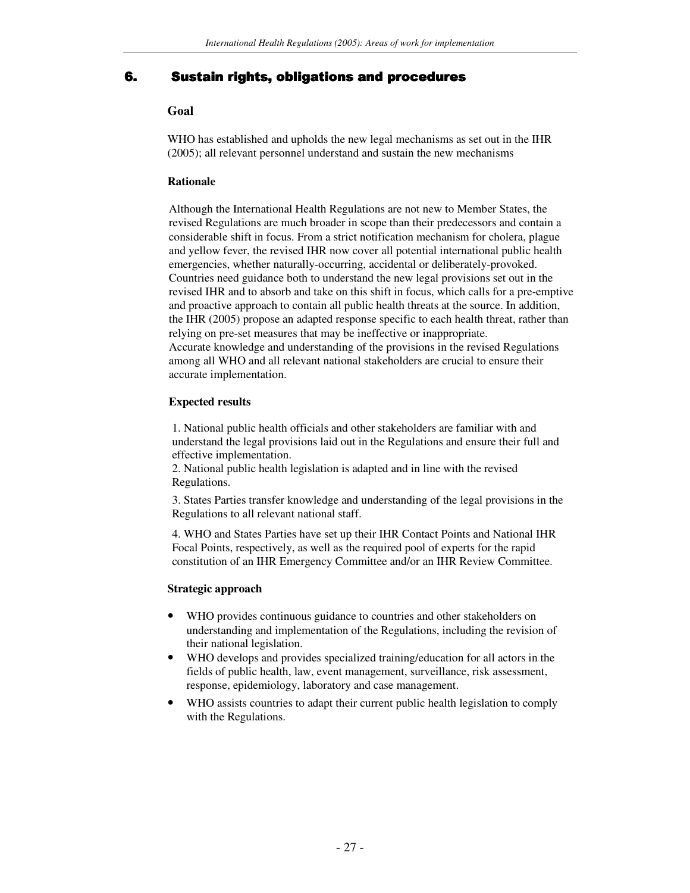## 6. Sustain rights, obligations and procedures

### Goal

WHO has established and upholds the new legal mechanisms as set out in the IHR (2005); all relevant personnel understand and sustain the new mechanisms

### Rationale

Although the International Health Regulations are not new to Member States, the revised Regulations are much broader in scope than their predecessors and contain a considerable shift in focus. From a strict notification mechanism for cholera, plague and yellow fever, the revised IHR now cover all potential international public health emergencies, whether naturally-occurring, accidental or deliberately-provoked. Countries need guidance both to understand the new legal provisions set out in the revised IHR and to absorb and take on this shift in focus, which calls for a pre-emptive and proactive approach to contain all public health threats at the source. In addition, the IHR (2005) propose an adapted response specific to each health threat, rather than relying on pre-set measures that may be ineffective or inappropriate.
Accurate knowledge and understanding of the provisions in the revised Regulations among all WHO and all relevant national stakeholders are crucial to ensure their accurate implementation.

### Expected results

1. National public health officials and other stakeholders are familiar with and understand the legal provisions laid out in the Regulations and ensure their full and effective implementation.
2. National public health legislation is adapted and in line with the revised Regulations.
3. States Parties transfer knowledge and understanding of the legal provisions in the Regulations to all relevant national staff.
4. WHO and States Parties have set up their IHR Contact Points and National IHR Focal Points, respectively, as well as the required pool of experts for the rapid constitution of an IHR Emergency Committee and/or an IHR Review Committee.

### Strategic approach

- WHO provides continuous guidance to countries and other stakeholders on understanding and implementation of the Regulations, including the revision of their national legislation.
- WHO develops and provides specialized training/education for all actors in the fields of public health, law, event management, surveillance, risk assessment, response, epidemiology, laboratory and case management.
- WHO assists countries to adapt their current public health legislation to comply with the Regulations.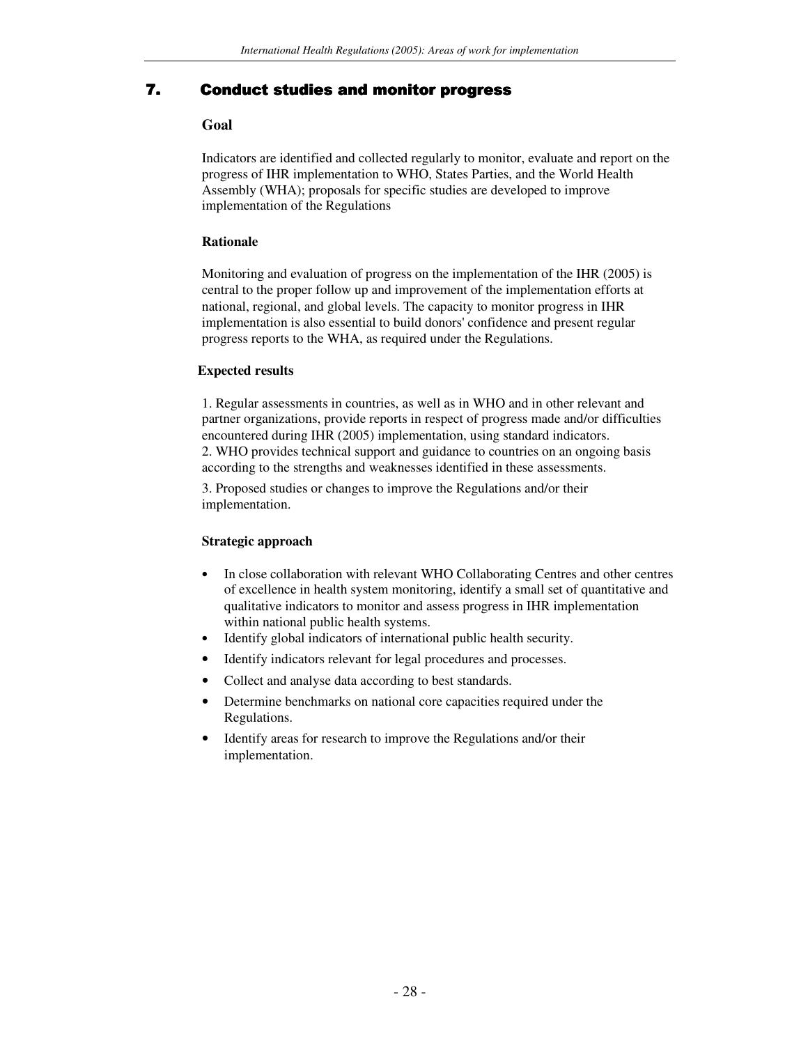## 7. Conduct studies and monitor progress

### Goal

Indicators are identified and collected regularly to monitor, evaluate and report on the progress of IHR implementation to WHO, States Parties, and the World Health Assembly (WHA); proposals for specific studies are developed to improve implementation of the Regulations

### Rationale

Monitoring and evaluation of progress on the implementation of the IHR (2005) is central to the proper follow up and improvement of the implementation efforts at national, regional, and global levels. The capacity to monitor progress in IHR implementation is also essential to build donors' confidence and present regular progress reports to the WHA, as required under the Regulations.

### Expected results

1. Regular assessments in countries, as well as in WHO and in other relevant and partner organizations, provide reports in respect of progress made and/or difficulties encountered during IHR (2005) implementation, using standard indicators.
2. WHO provides technical support and guidance to countries on an ongoing basis according to the strengths and weaknesses identified in these assessments.
3. Proposed studies or changes to improve the Regulations and/or their implementation.

### Strategic approach

- In close collaboration with relevant WHO Collaborating Centres and other centres of excellence in health system monitoring, identify a small set of quantitative and qualitative indicators to monitor and assess progress in IHR implementation within national public health systems.
- Identify global indicators of international public health security.
- Identify indicators relevant for legal procedures and processes.
- Collect and analyse data according to best standards.
- Determine benchmarks on national core capacities required under the Regulations.
- Identify areas for research to improve the Regulations and/or their implementation.